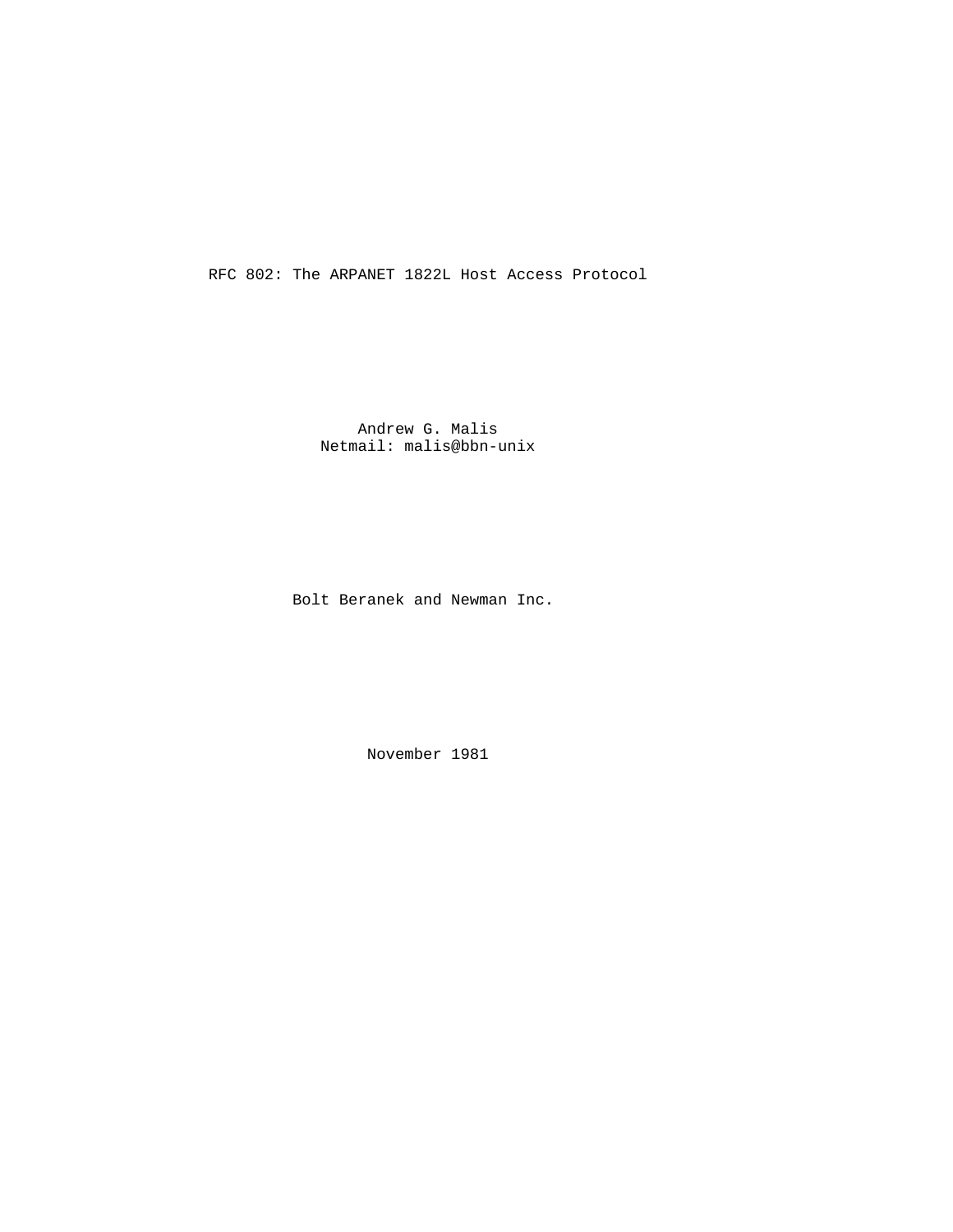# RFC 802: The ARPANET 1822L Host Access Protocol

Andrew G. Malis
Netmail: malis@bbn-unix

Bolt Beranek and Newman Inc.

November 1981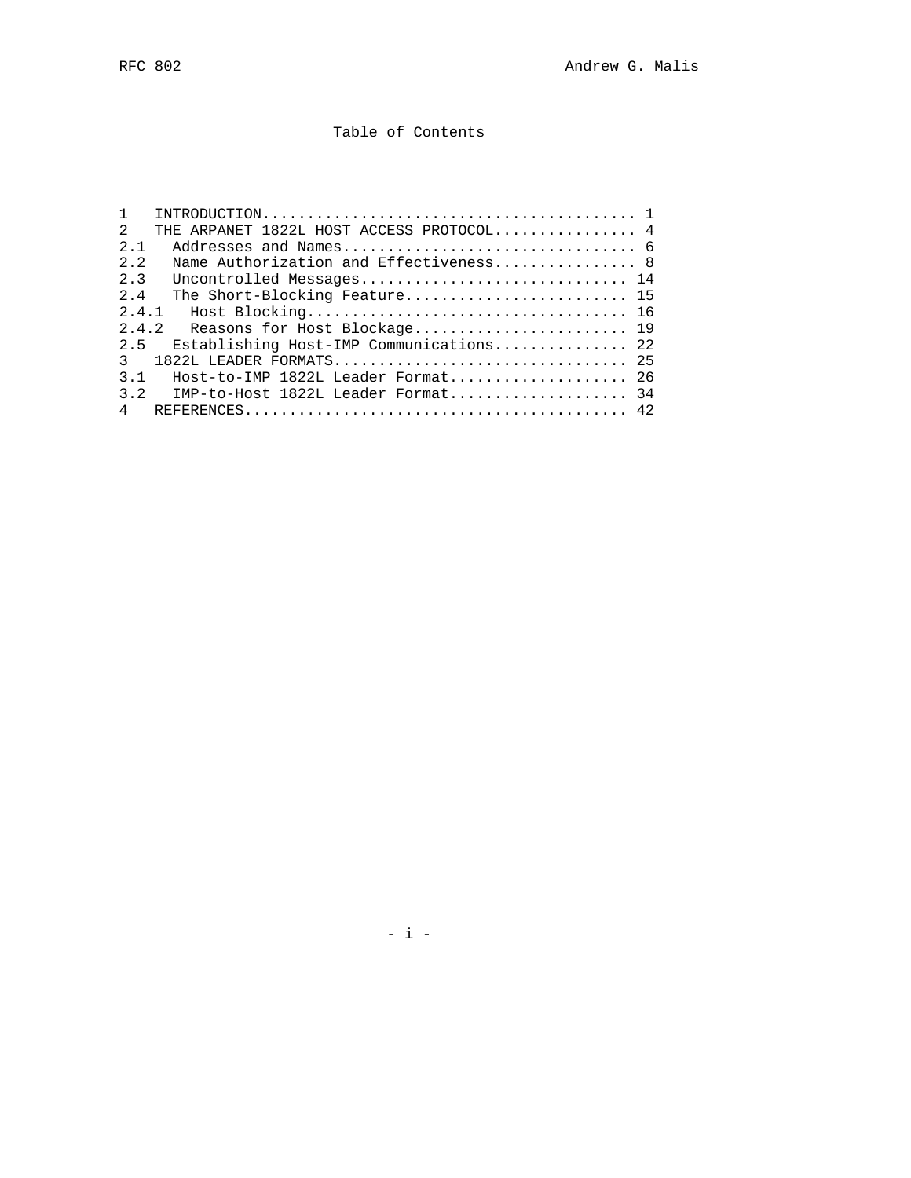# Table of Contents

```
1   INTRODUCTION.......................................... 1
2   THE ARPANET 1822L HOST ACCESS PROTOCOL................ 4
2.1   Addresses and Names................................. 6
2.2   Name Authorization and Effectiveness................ 8
2.3   Uncontrolled Messages.............................. 14
2.4   The Short-Blocking Feature......................... 15
2.4.1   Host Blocking.................................... 16
2.4.2   Reasons for Host Blockage........................ 19
2.5   Establishing Host-IMP Communications............... 22
3   1822L LEADER FORMATS................................. 25
3.1   Host-to-IMP 1822L Leader Format.................... 26
3.2   IMP-to-Host 1822L Leader Format.................... 34
4   REFERENCES........................................... 42
```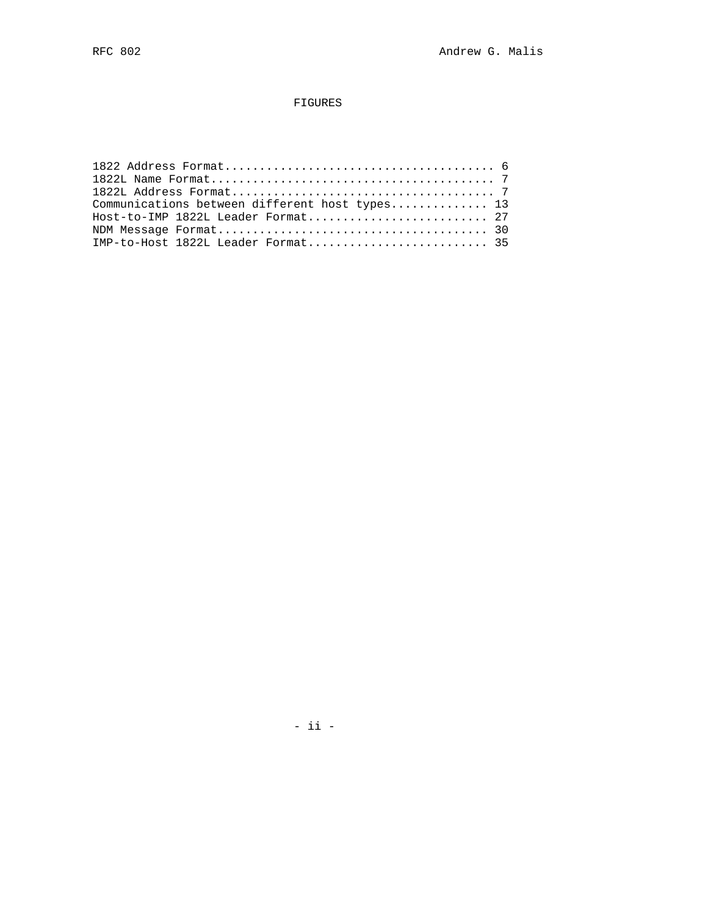# FIGURES

```
1822 Address Format...................................... 6
1822L Name Format........................................ 7
1822L Address Format..................................... 7
Communications between different host types.............. 13
Host-to-IMP 1822L Leader Format.......................... 27
NDM Message Format....................................... 30
IMP-to-Host 1822L Leader Format.......................... 35
```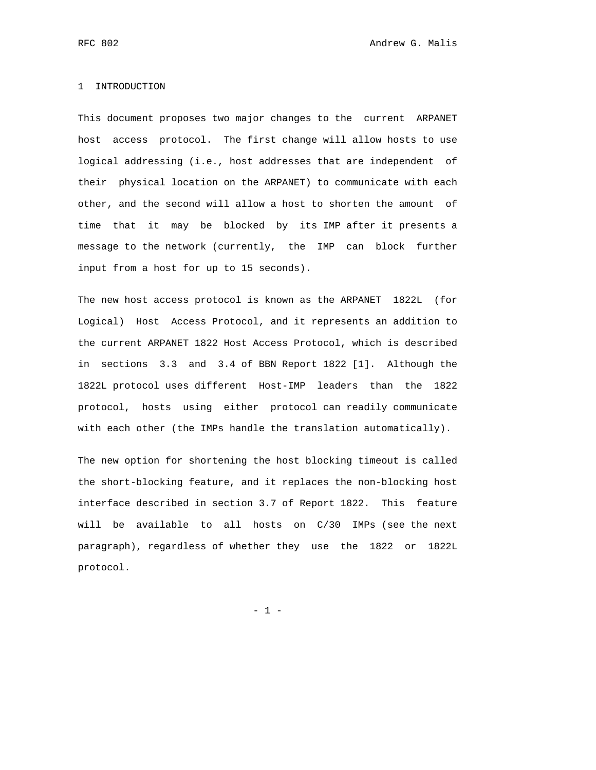# 1 INTRODUCTION

This document proposes two major changes to the current ARPANET host access protocol. The first change will allow hosts to use logical addressing (i.e., host addresses that are independent of their physical location on the ARPANET) to communicate with each other, and the second will allow a host to shorten the amount of time that it may be blocked by its IMP after it presents a message to the network (currently, the IMP can block further input from a host for up to 15 seconds).

The new host access protocol is known as the ARPANET 1822L (for Logical) Host Access Protocol, and it represents an addition to the current ARPANET 1822 Host Access Protocol, which is described in sections 3.3 and 3.4 of BBN Report 1822 [1]. Although the 1822L protocol uses different Host-IMP leaders than the 1822 protocol, hosts using either protocol can readily communicate with each other (the IMPs handle the translation automatically).

The new option for shortening the host blocking timeout is called the short-blocking feature, and it replaces the non-blocking host interface described in section 3.7 of Report 1822. This feature will be available to all hosts on C/30 IMPs (see the next paragraph), regardless of whether they use the 1822 or 1822L protocol.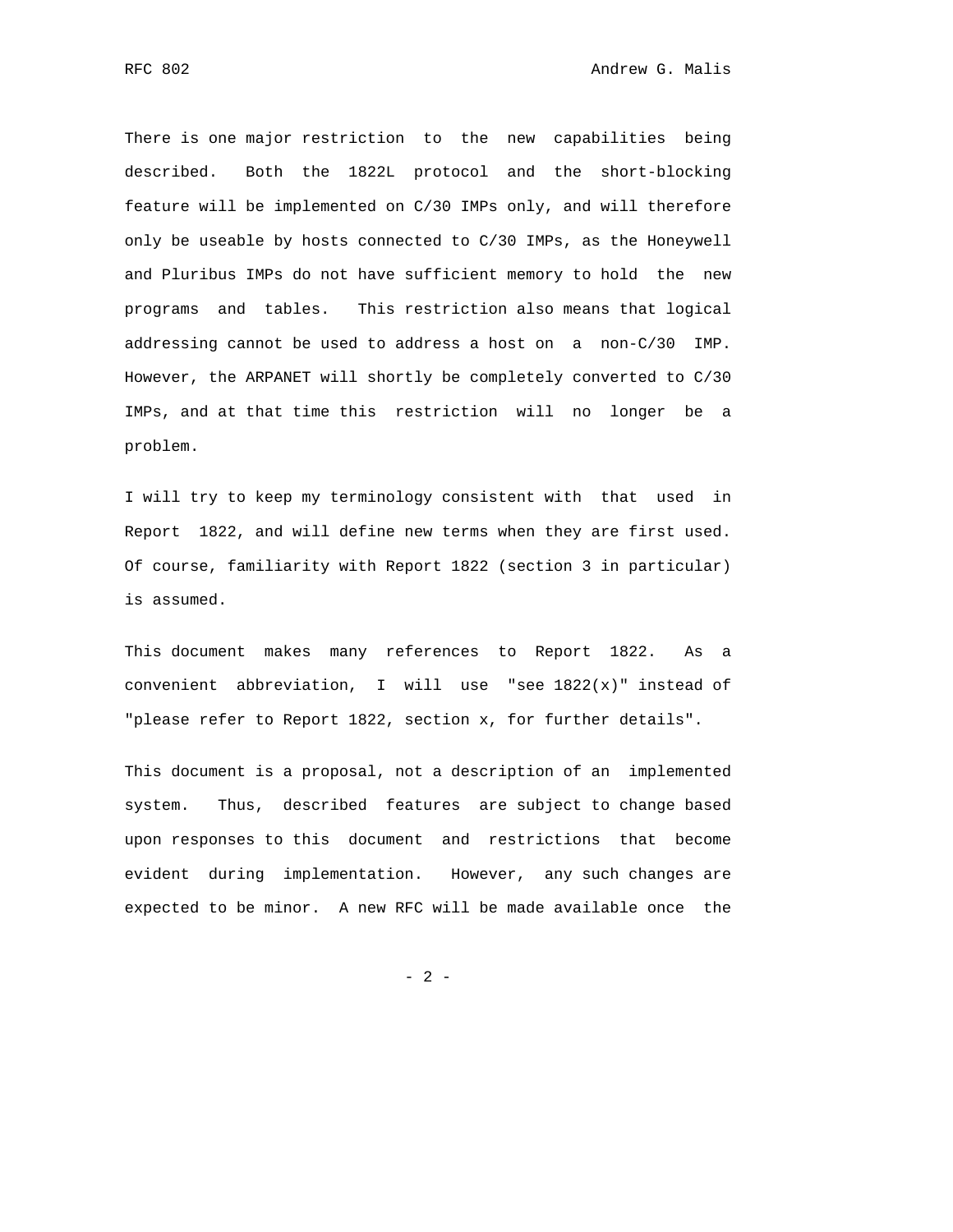There is one major restriction to the new capabilities being described. Both the 1822L protocol and the short-blocking feature will be implemented on C/30 IMPs only, and will therefore only be useable by hosts connected to C/30 IMPs, as the Honeywell and Pluribus IMPs do not have sufficient memory to hold the new programs and tables. This restriction also means that logical addressing cannot be used to address a host on a non-C/30 IMP. However, the ARPANET will shortly be completely converted to C/30 IMPs, and at that time this restriction will no longer be a problem.

I will try to keep my terminology consistent with that used in Report 1822, and will define new terms when they are first used. Of course, familiarity with Report 1822 (section 3 in particular) is assumed.

This document makes many references to Report 1822. As a convenient abbreviation, I will use "see 1822(x)" instead of "please refer to Report 1822, section x, for further details".

This document is a proposal, not a description of an implemented system. Thus, described features are subject to change based upon responses to this document and restrictions that become evident during implementation. However, any such changes are expected to be minor. A new RFC will be made available once the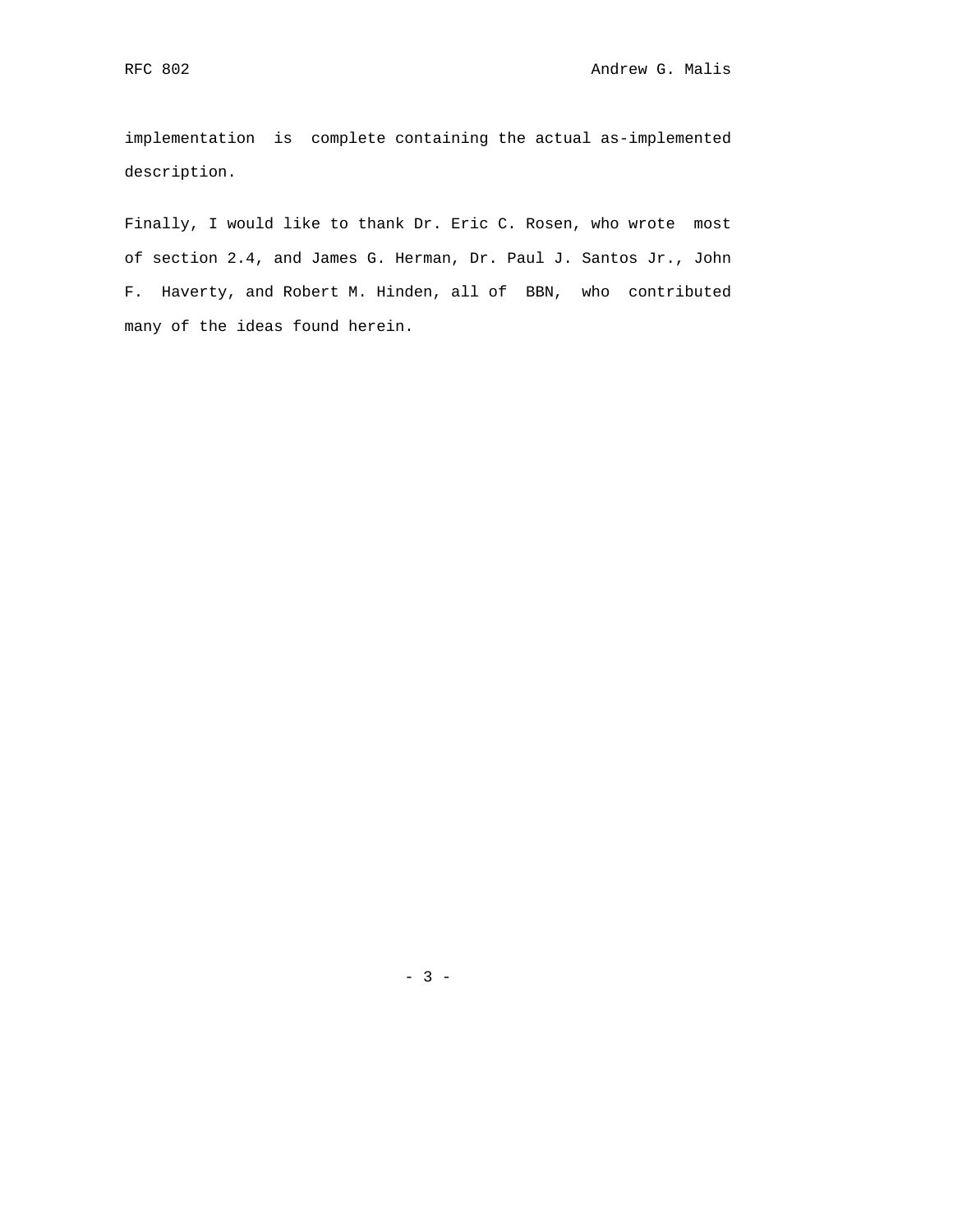implementation is complete containing the actual as-implemented description.

Finally, I would like to thank Dr. Eric C. Rosen, who wrote most of section 2.4, and James G. Herman, Dr. Paul J. Santos Jr., John F. Haverty, and Robert M. Hinden, all of BBN, who contributed many of the ideas found herein.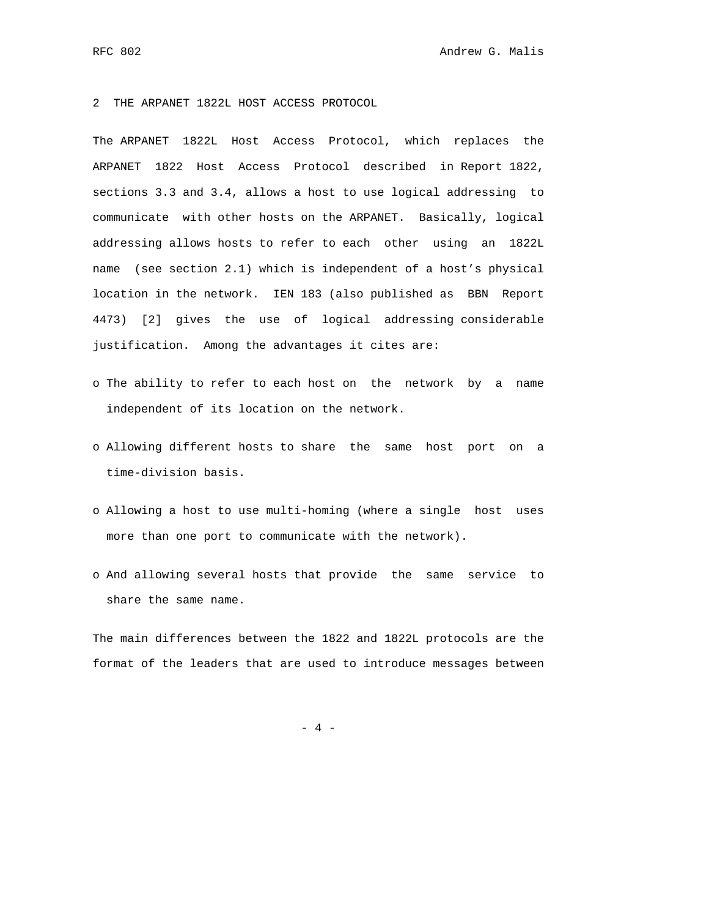## 2 THE ARPANET 1822L HOST ACCESS PROTOCOL

The ARPANET 1822L Host Access Protocol, which replaces the ARPANET 1822 Host Access Protocol described in Report 1822, sections 3.3 and 3.4, allows a host to use logical addressing to communicate with other hosts on the ARPANET. Basically, logical addressing allows hosts to refer to each other using an 1822L name (see section 2.1) which is independent of a host's physical location in the network. IEN 183 (also published as BBN Report 4473) [2] gives the use of logical addressing considerable justification. Among the advantages it cites are:

- The ability to refer to each host on the network by a name independent of its location on the network.
- Allowing different hosts to share the same host port on a time-division basis.
- Allowing a host to use multi-homing (where a single host uses more than one port to communicate with the network).
- And allowing several hosts that provide the same service to share the same name.

The main differences between the 1822 and 1822L protocols are the format of the leaders that are used to introduce messages between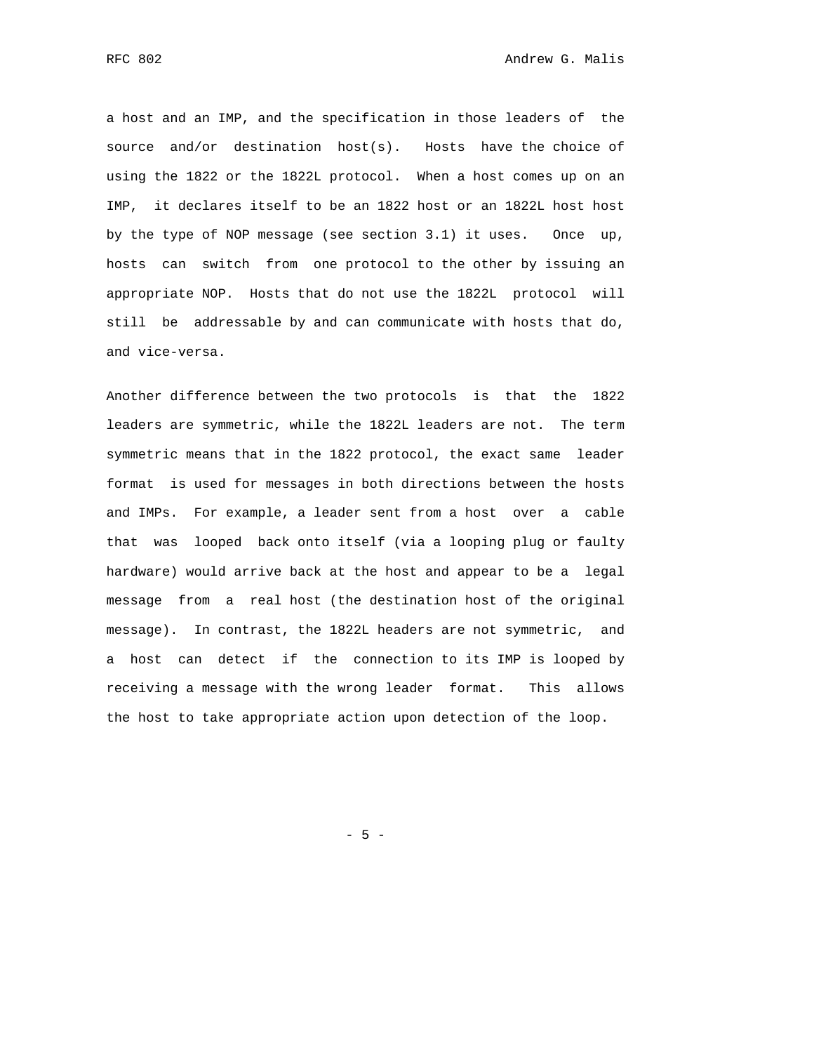a host and an IMP, and the specification in those leaders of the source and/or destination host(s). Hosts have the choice of using the 1822 or the 1822L protocol. When a host comes up on an IMP, it declares itself to be an 1822 host or an 1822L host host by the type of NOP message (see section 3.1) it uses. Once up, hosts can switch from one protocol to the other by issuing an appropriate NOP. Hosts that do not use the 1822L protocol will still be addressable by and can communicate with hosts that do, and vice-versa.

Another difference between the two protocols is that the 1822 leaders are symmetric, while the 1822L leaders are not. The term symmetric means that in the 1822 protocol, the exact same leader format is used for messages in both directions between the hosts and IMPs. For example, a leader sent from a host over a cable that was looped back onto itself (via a looping plug or faulty hardware) would arrive back at the host and appear to be a legal message from a real host (the destination host of the original message). In contrast, the 1822L headers are not symmetric, and a host can detect if the connection to its IMP is looped by receiving a message with the wrong leader format. This allows the host to take appropriate action upon detection of the loop.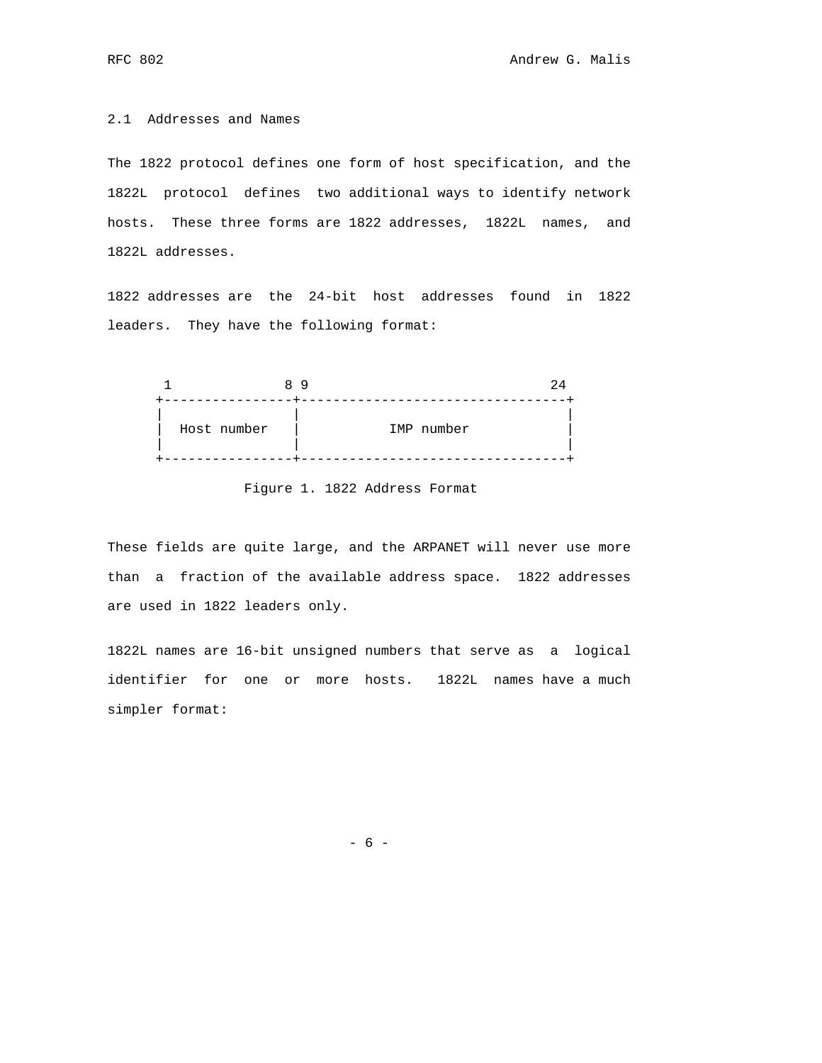## 2.1 Addresses and Names

The 1822 protocol defines one form of host specification, and the 1822L protocol defines two additional ways to identify network hosts. These three forms are 1822 addresses, 1822L names, and 1822L addresses.

1822 addresses are the 24-bit host addresses found in 1822 leaders. They have the following format:

```
 1              8 9                          24
+----------------+-------------------------------+
|                |                               |
|  Host number   |          IMP number           |
|                |                               |
+----------------+-------------------------------+
```

Figure 1. 1822 Address Format

These fields are quite large, and the ARPANET will never use more than a fraction of the available address space. 1822 addresses are used in 1822 leaders only.

1822L names are 16-bit unsigned numbers that serve as a logical identifier for one or more hosts. 1822L names have a much simpler format: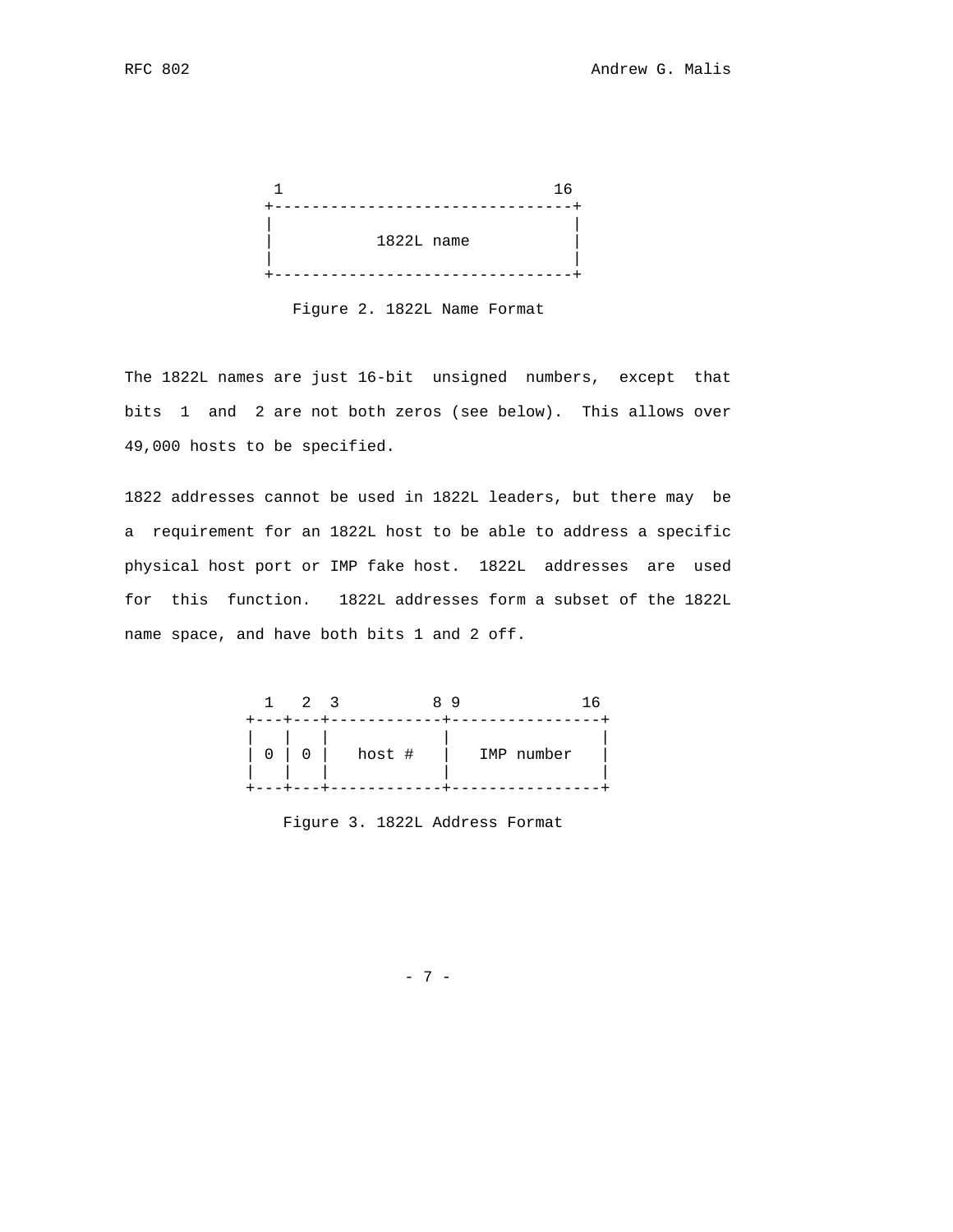```
 1                              16
+--------------------------------+
|                                |
|           1822L name           |
|                                |
+--------------------------------+
```

Figure 2. 1822L Name Format

The 1822L names are just 16-bit unsigned numbers, except that bits 1 and 2 are not both zeros (see below). This allows over 49,000 hosts to be specified.

1822 addresses cannot be used in 1822L leaders, but there may be a requirement for an 1822L host to be able to address a specific physical host port or IMP fake host. 1822L addresses are used for this function. 1822L addresses form a subset of the 1822L name space, and have both bits 1 and 2 off.

```
  1   2  3          8 9            16
+---+---+------------+----------------+
|   |   |            |                |
| 0 | 0 |   host #   |   IMP number   |
|   |   |            |                |
+---+---+------------+----------------+
```

Figure 3. 1822L Address Format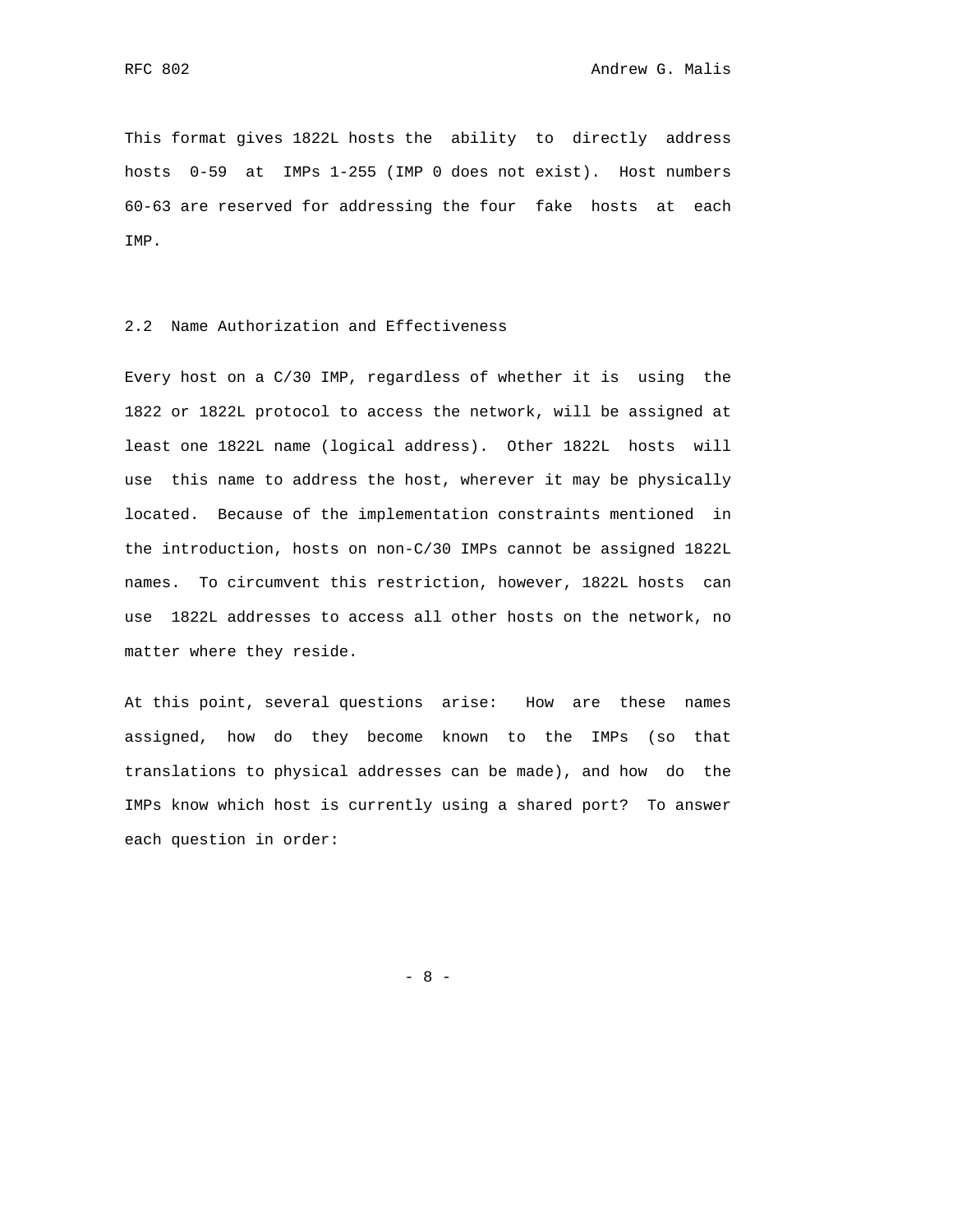This format gives 1822L hosts the ability to directly address hosts 0-59 at IMPs 1-255 (IMP 0 does not exist). Host numbers 60-63 are reserved for addressing the four fake hosts at each IMP.

## 2.2 Name Authorization and Effectiveness

Every host on a C/30 IMP, regardless of whether it is using the 1822 or 1822L protocol to access the network, will be assigned at least one 1822L name (logical address). Other 1822L hosts will use this name to address the host, wherever it may be physically located. Because of the implementation constraints mentioned in the introduction, hosts on non-C/30 IMPs cannot be assigned 1822L names. To circumvent this restriction, however, 1822L hosts can use 1822L addresses to access all other hosts on the network, no matter where they reside.

At this point, several questions arise: How are these names assigned, how do they become known to the IMPs (so that translations to physical addresses can be made), and how do the IMPs know which host is currently using a shared port? To answer each question in order: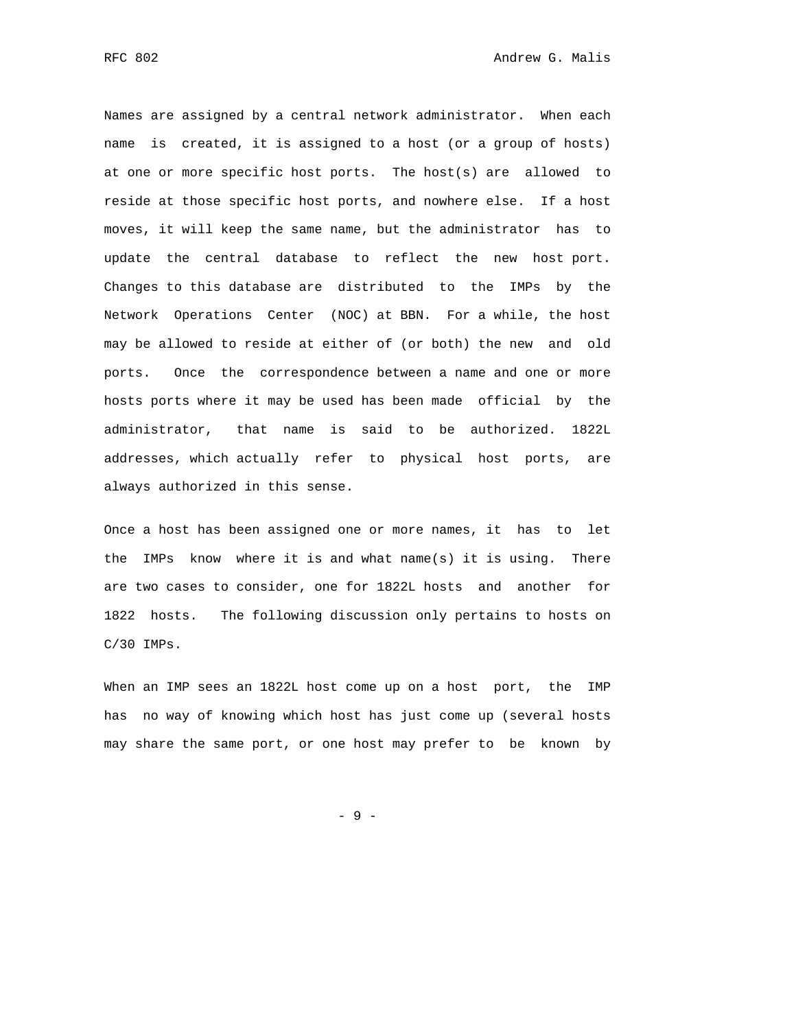Names are assigned by a central network administrator. When each name is created, it is assigned to a host (or a group of hosts) at one or more specific host ports. The host(s) are allowed to reside at those specific host ports, and nowhere else. If a host moves, it will keep the same name, but the administrator has to update the central database to reflect the new host port. Changes to this database are distributed to the IMPs by the Network Operations Center (NOC) at BBN. For a while, the host may be allowed to reside at either of (or both) the new and old ports. Once the correspondence between a name and one or more hosts ports where it may be used has been made official by the administrator, that name is said to be authorized. 1822L addresses, which actually refer to physical host ports, are always authorized in this sense.

Once a host has been assigned one or more names, it has to let the IMPs know where it is and what name(s) it is using. There are two cases to consider, one for 1822L hosts and another for 1822 hosts. The following discussion only pertains to hosts on C/30 IMPs.

When an IMP sees an 1822L host come up on a host port, the IMP has no way of knowing which host has just come up (several hosts may share the same port, or one host may prefer to be known by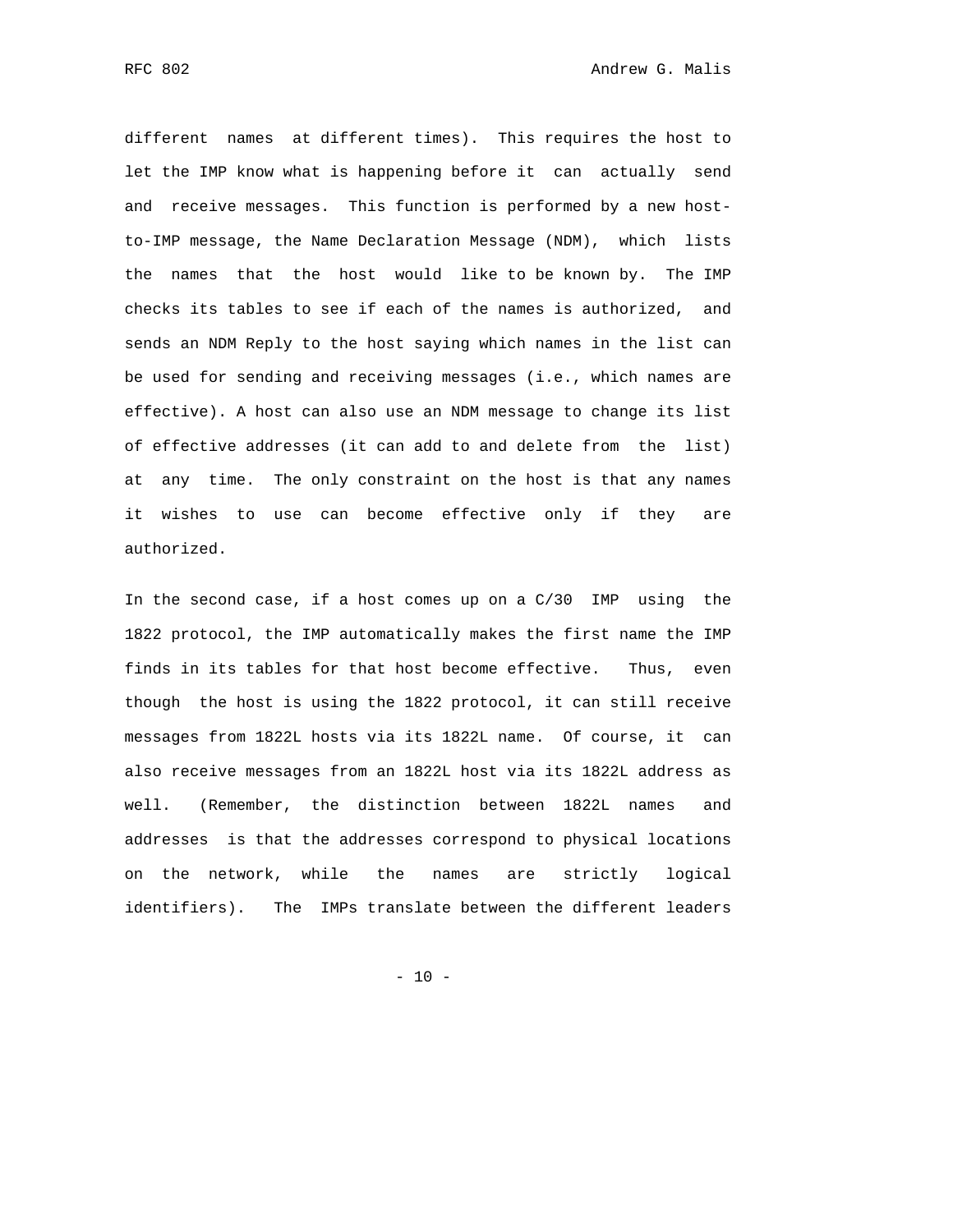different names at different times). This requires the host to let the IMP know what is happening before it can actually send and receive messages. This function is performed by a new host-to-IMP message, the Name Declaration Message (NDM), which lists the names that the host would like to be known by. The IMP checks its tables to see if each of the names is authorized, and sends an NDM Reply to the host saying which names in the list can be used for sending and receiving messages (i.e., which names are effective). A host can also use an NDM message to change its list of effective addresses (it can add to and delete from the list) at any time. The only constraint on the host is that any names it wishes to use can become effective only if they are authorized.

In the second case, if a host comes up on a C/30 IMP using the 1822 protocol, the IMP automatically makes the first name the IMP finds in its tables for that host become effective. Thus, even though the host is using the 1822 protocol, it can still receive messages from 1822L hosts via its 1822L name. Of course, it can also receive messages from an 1822L host via its 1822L address as well. (Remember, the distinction between 1822L names and addresses is that the addresses correspond to physical locations on the network, while the names are strictly logical identifiers). The IMPs translate between the different leaders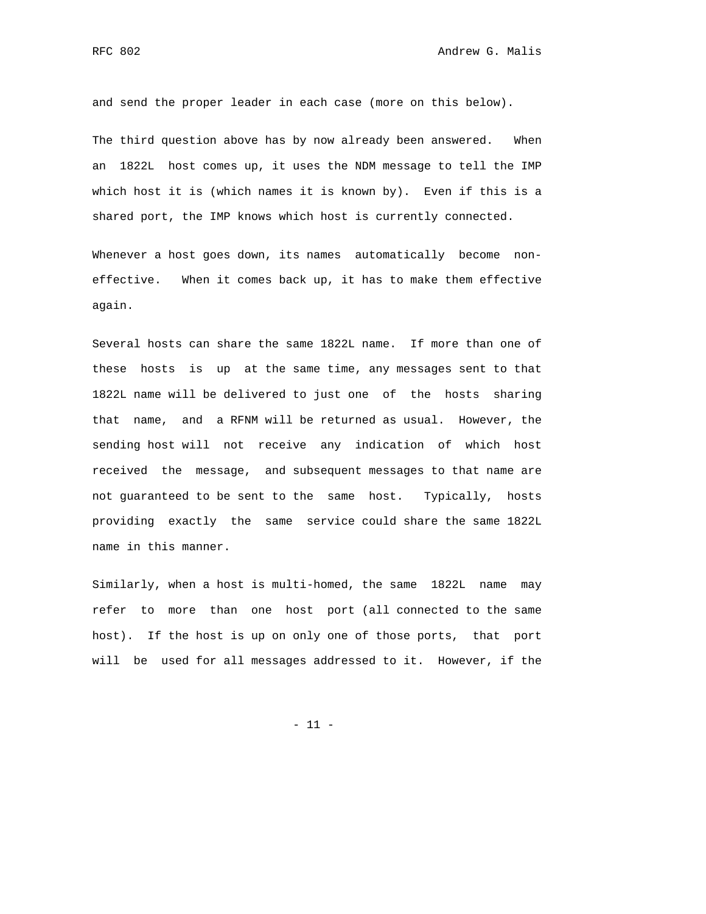and send the proper leader in each case (more on this below).

The third question above has by now already been answered. When an 1822L host comes up, it uses the NDM message to tell the IMP which host it is (which names it is known by). Even if this is a shared port, the IMP knows which host is currently connected.

Whenever a host goes down, its names automatically become non-effective. When it comes back up, it has to make them effective again.

Several hosts can share the same 1822L name. If more than one of these hosts is up at the same time, any messages sent to that 1822L name will be delivered to just one of the hosts sharing that name, and a RFNM will be returned as usual. However, the sending host will not receive any indication of which host received the message, and subsequent messages to that name are not guaranteed to be sent to the same host. Typically, hosts providing exactly the same service could share the same 1822L name in this manner.

Similarly, when a host is multi-homed, the same 1822L name may refer to more than one host port (all connected to the same host). If the host is up on only one of those ports, that port will be used for all messages addressed to it. However, if the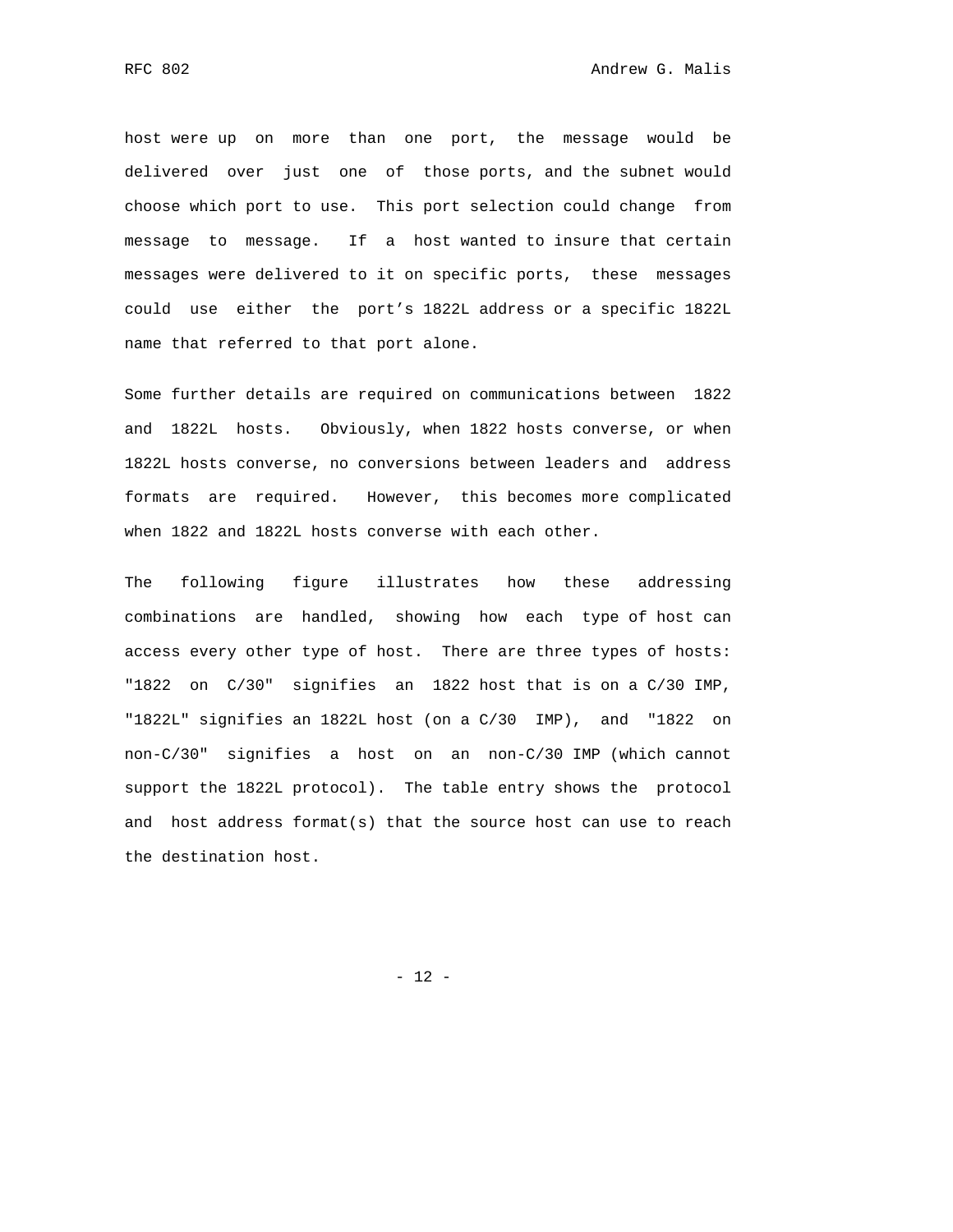host were up on more than one port, the message would be delivered over just one of those ports, and the subnet would choose which port to use. This port selection could change from message to message. If a host wanted to insure that certain messages were delivered to it on specific ports, these messages could use either the port’s 1822L address or a specific 1822L name that referred to that port alone.

Some further details are required on communications between 1822 and 1822L hosts. Obviously, when 1822 hosts converse, or when 1822L hosts converse, no conversions between leaders and address formats are required. However, this becomes more complicated when 1822 and 1822L hosts converse with each other.

The following figure illustrates how these addressing combinations are handled, showing how each type of host can access every other type of host. There are three types of hosts: "1822 on C/30" signifies an 1822 host that is on a C/30 IMP, "1822L" signifies an 1822L host (on a C/30 IMP), and "1822 on non-C/30" signifies a host on an non-C/30 IMP (which cannot support the 1822L protocol). The table entry shows the protocol and host address format(s) that the source host can use to reach the destination host.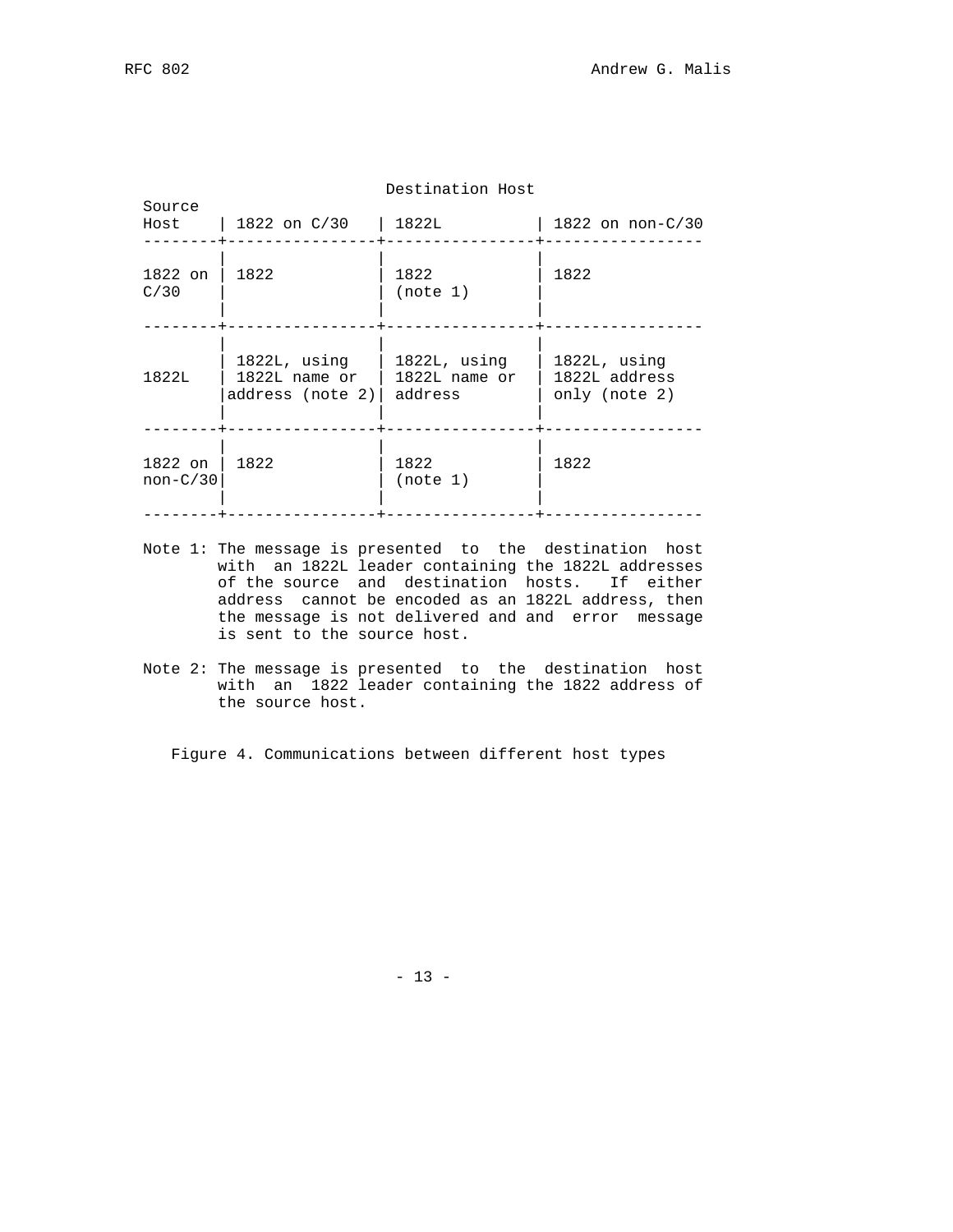| Source Host | Destination Host: 1822 on C/30 | 1822L | 1822 on non-C/30 |
|---|---|---|---|
| 1822 on C/30 | 1822 | 1822 (note 1) | 1822 |
| 1822L | 1822L, using 1822L name or address (note 2) | 1822L, using 1822L name or address | 1822L, using 1822L address only (note 2) |
| 1822 on non-C/30 | 1822 | 1822 (note 1) | 1822 |

Note 1: The message is presented to the destination host with an 1822L leader containing the 1822L addresses of the source and destination hosts. If either address cannot be encoded as an 1822L address, then the message is not delivered and and error message is sent to the source host.

Note 2: The message is presented to the destination host with an 1822 leader containing the 1822 address of the source host.

Figure 4. Communications between different host types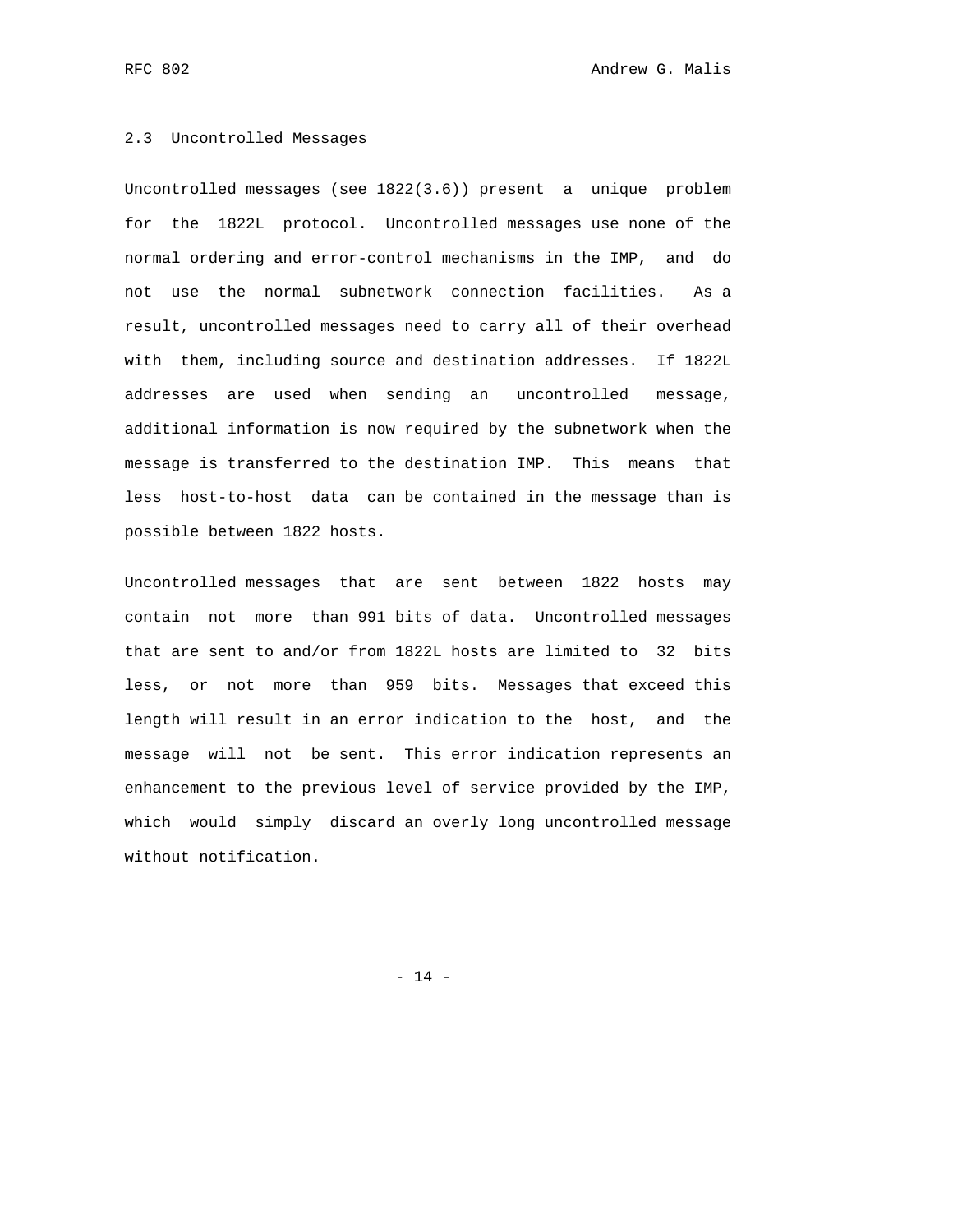## 2.3 Uncontrolled Messages

Uncontrolled messages (see 1822(3.6)) present a unique problem for the 1822L protocol. Uncontrolled messages use none of the normal ordering and error-control mechanisms in the IMP, and do not use the normal subnetwork connection facilities. As a result, uncontrolled messages need to carry all of their overhead with them, including source and destination addresses. If 1822L addresses are used when sending an uncontrolled message, additional information is now required by the subnetwork when the message is transferred to the destination IMP. This means that less host-to-host data can be contained in the message than is possible between 1822 hosts.

Uncontrolled messages that are sent between 1822 hosts may contain not more than 991 bits of data. Uncontrolled messages that are sent to and/or from 1822L hosts are limited to 32 bits less, or not more than 959 bits. Messages that exceed this length will result in an error indication to the host, and the message will not be sent. This error indication represents an enhancement to the previous level of service provided by the IMP, which would simply discard an overly long uncontrolled message without notification.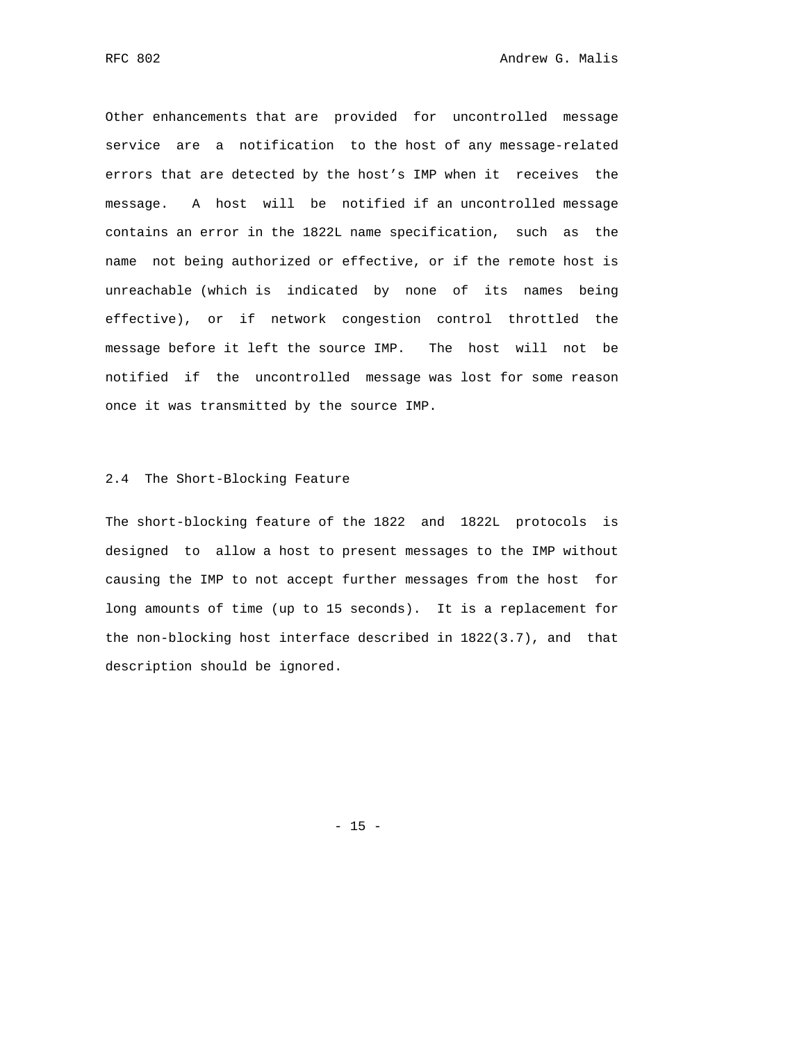Other enhancements that are provided for uncontrolled message service are a notification to the host of any message-related errors that are detected by the host's IMP when it receives the message. A host will be notified if an uncontrolled message contains an error in the 1822L name specification, such as the name not being authorized or effective, or if the remote host is unreachable (which is indicated by none of its names being effective), or if network congestion control throttled the message before it left the source IMP. The host will not be notified if the uncontrolled message was lost for some reason once it was transmitted by the source IMP.

### 2.4 The Short-Blocking Feature

The short-blocking feature of the 1822 and 1822L protocols is designed to allow a host to present messages to the IMP without causing the IMP to not accept further messages from the host for long amounts of time (up to 15 seconds). It is a replacement for the non-blocking host interface described in 1822(3.7), and that description should be ignored.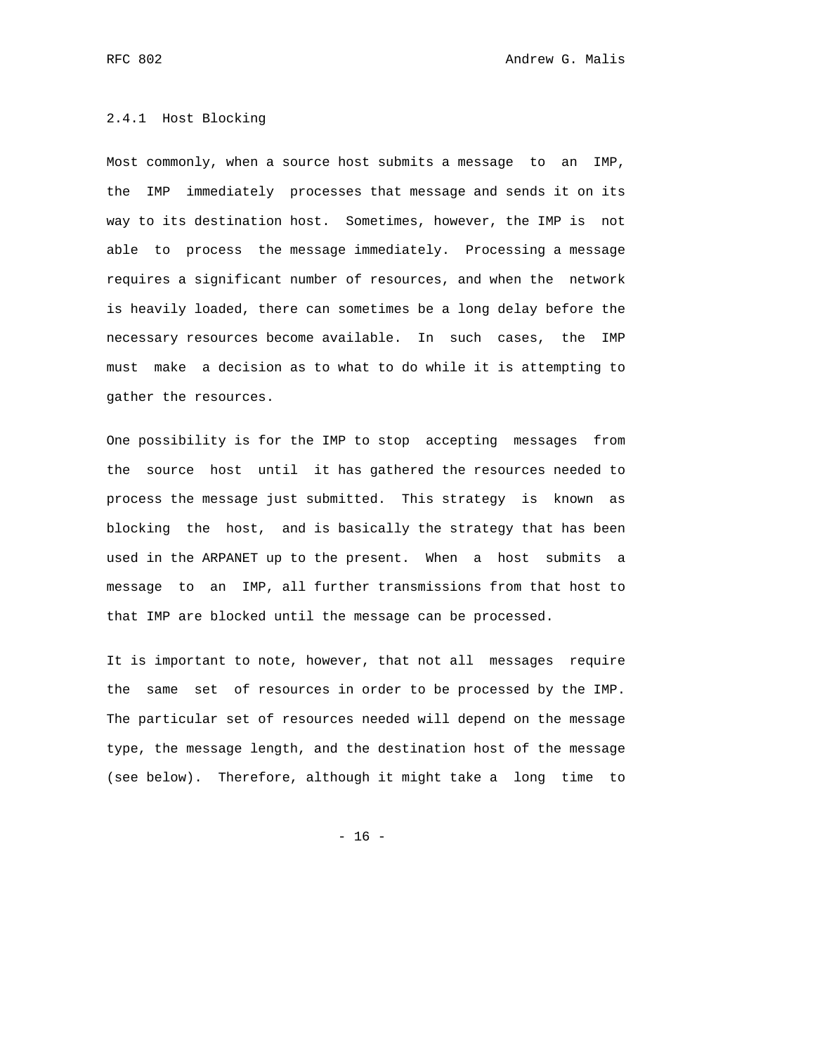### 2.4.1 Host Blocking

Most commonly, when a source host submits a message to an IMP, the IMP immediately processes that message and sends it on its way to its destination host. Sometimes, however, the IMP is not able to process the message immediately. Processing a message requires a significant number of resources, and when the network is heavily loaded, there can sometimes be a long delay before the necessary resources become available. In such cases, the IMP must make a decision as to what to do while it is attempting to gather the resources.

One possibility is for the IMP to stop accepting messages from the source host until it has gathered the resources needed to process the message just submitted. This strategy is known as blocking the host, and is basically the strategy that has been used in the ARPANET up to the present. When a host submits a message to an IMP, all further transmissions from that host to that IMP are blocked until the message can be processed.

It is important to note, however, that not all messages require the same set of resources in order to be processed by the IMP. The particular set of resources needed will depend on the message type, the message length, and the destination host of the message (see below). Therefore, although it might take a long time to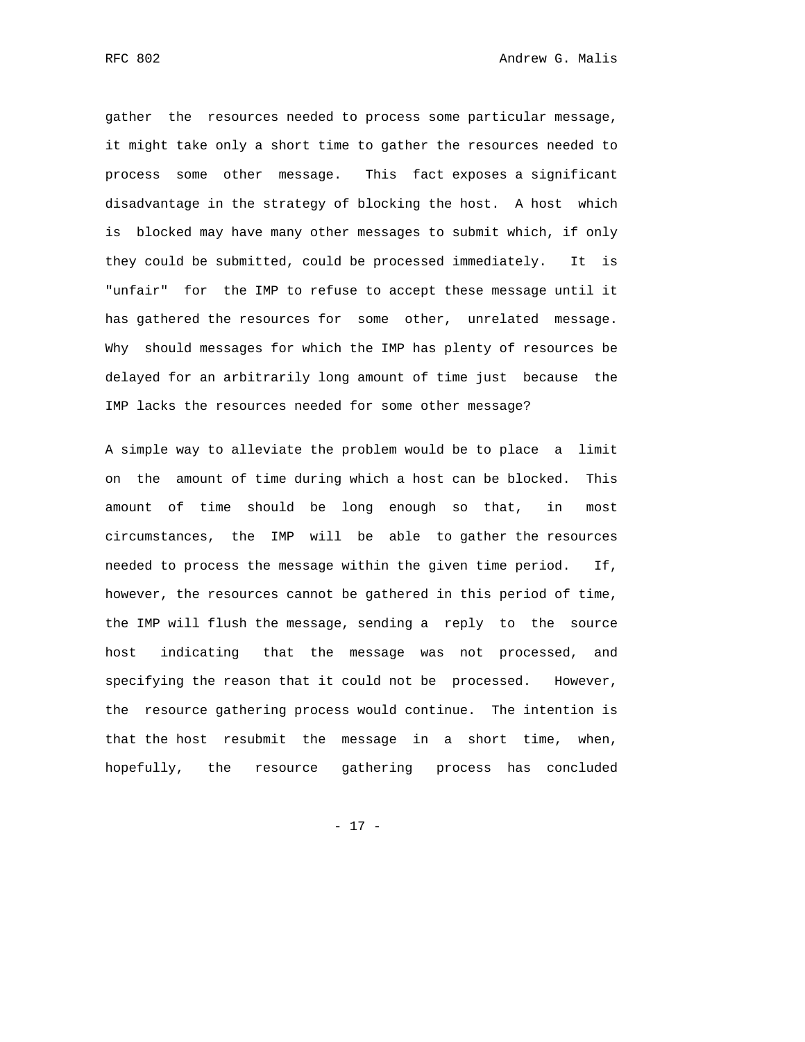gather the resources needed to process some particular message, it might take only a short time to gather the resources needed to process some other message. This fact exposes a significant disadvantage in the strategy of blocking the host. A host which is blocked may have many other messages to submit which, if only they could be submitted, could be processed immediately. It is "unfair" for the IMP to refuse to accept these message until it has gathered the resources for some other, unrelated message. Why should messages for which the IMP has plenty of resources be delayed for an arbitrarily long amount of time just because the IMP lacks the resources needed for some other message?

A simple way to alleviate the problem would be to place a limit on the amount of time during which a host can be blocked. This amount of time should be long enough so that, in most circumstances, the IMP will be able to gather the resources needed to process the message within the given time period. If, however, the resources cannot be gathered in this period of time, the IMP will flush the message, sending a reply to the source host indicating that the message was not processed, and specifying the reason that it could not be processed. However, the resource gathering process would continue. The intention is that the host resubmit the message in a short time, when, hopefully, the resource gathering process has concluded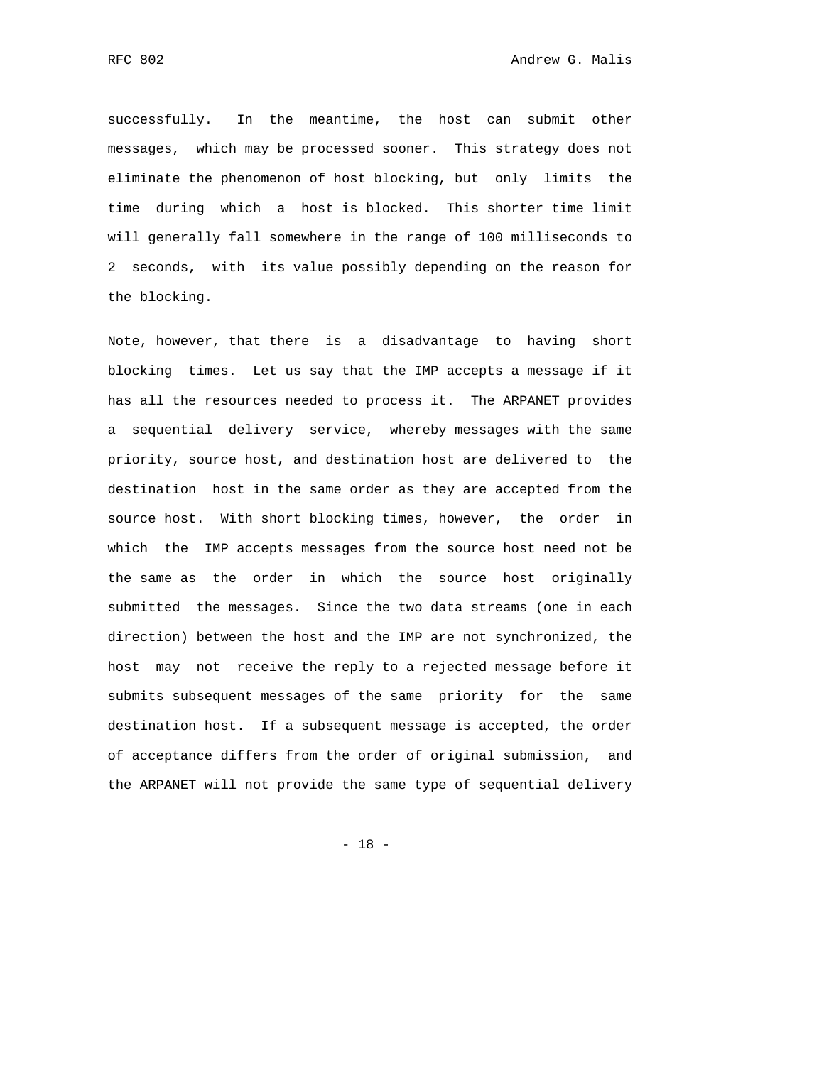successfully. In the meantime, the host can submit other messages, which may be processed sooner. This strategy does not eliminate the phenomenon of host blocking, but only limits the time during which a host is blocked. This shorter time limit will generally fall somewhere in the range of 100 milliseconds to 2 seconds, with its value possibly depending on the reason for the blocking.

Note, however, that there is a disadvantage to having short blocking times. Let us say that the IMP accepts a message if it has all the resources needed to process it. The ARPANET provides a sequential delivery service, whereby messages with the same priority, source host, and destination host are delivered to the destination host in the same order as they are accepted from the source host. With short blocking times, however, the order in which the IMP accepts messages from the source host need not be the same as the order in which the source host originally submitted the messages. Since the two data streams (one in each direction) between the host and the IMP are not synchronized, the host may not receive the reply to a rejected message before it submits subsequent messages of the same priority for the same destination host. If a subsequent message is accepted, the order of acceptance differs from the order of original submission, and the ARPANET will not provide the same type of sequential delivery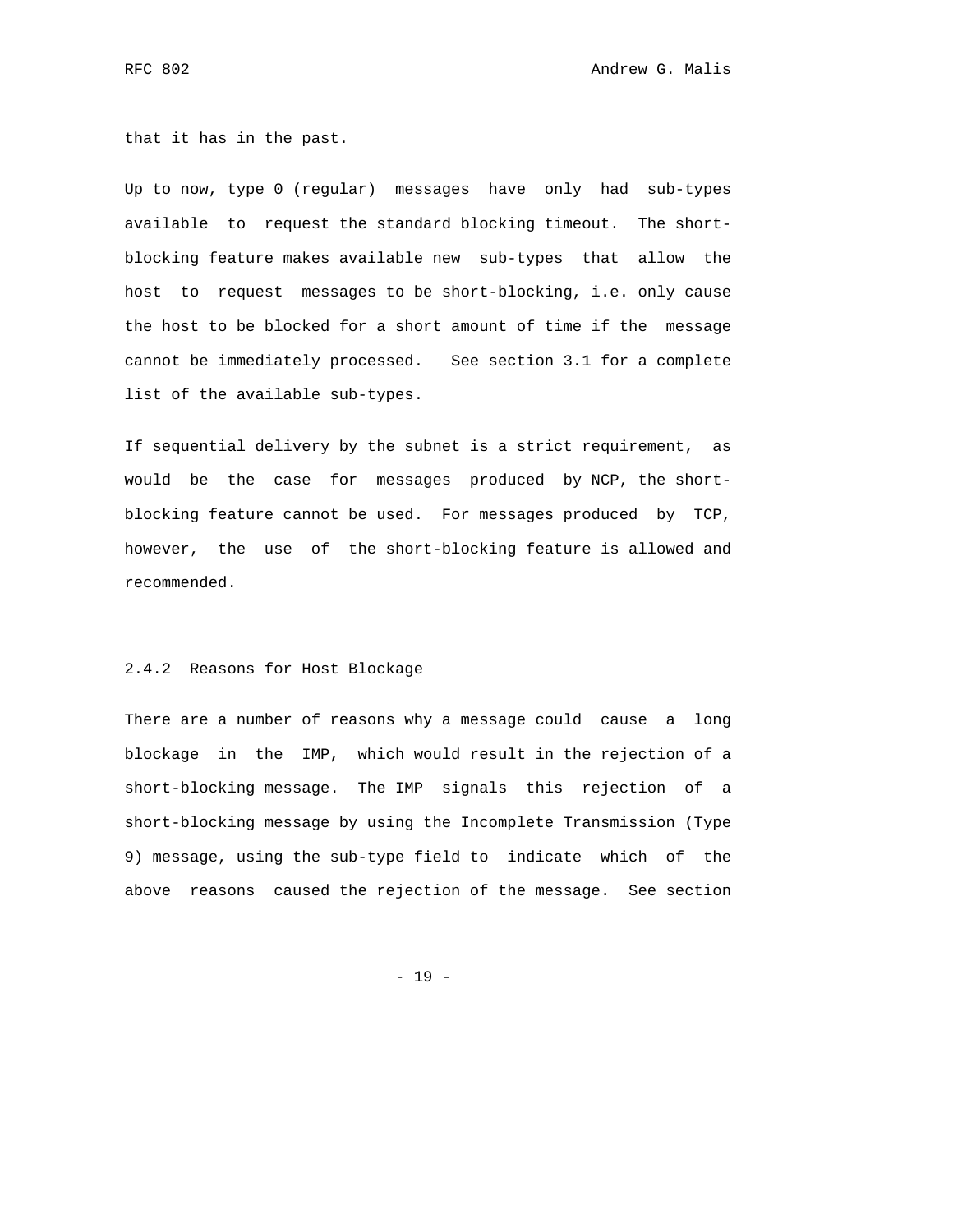that it has in the past.

Up to now, type 0 (regular) messages have only had sub-types available to request the standard blocking timeout. The short-blocking feature makes available new sub-types that allow the host to request messages to be short-blocking, i.e. only cause the host to be blocked for a short amount of time if the message cannot be immediately processed. See section 3.1 for a complete list of the available sub-types.

If sequential delivery by the subnet is a strict requirement, as would be the case for messages produced by NCP, the short-blocking feature cannot be used. For messages produced by TCP, however, the use of the short-blocking feature is allowed and recommended.

### 2.4.2 Reasons for Host Blockage

There are a number of reasons why a message could cause a long blockage in the IMP, which would result in the rejection of a short-blocking message. The IMP signals this rejection of a short-blocking message by using the Incomplete Transmission (Type 9) message, using the sub-type field to indicate which of the above reasons caused the rejection of the message. See section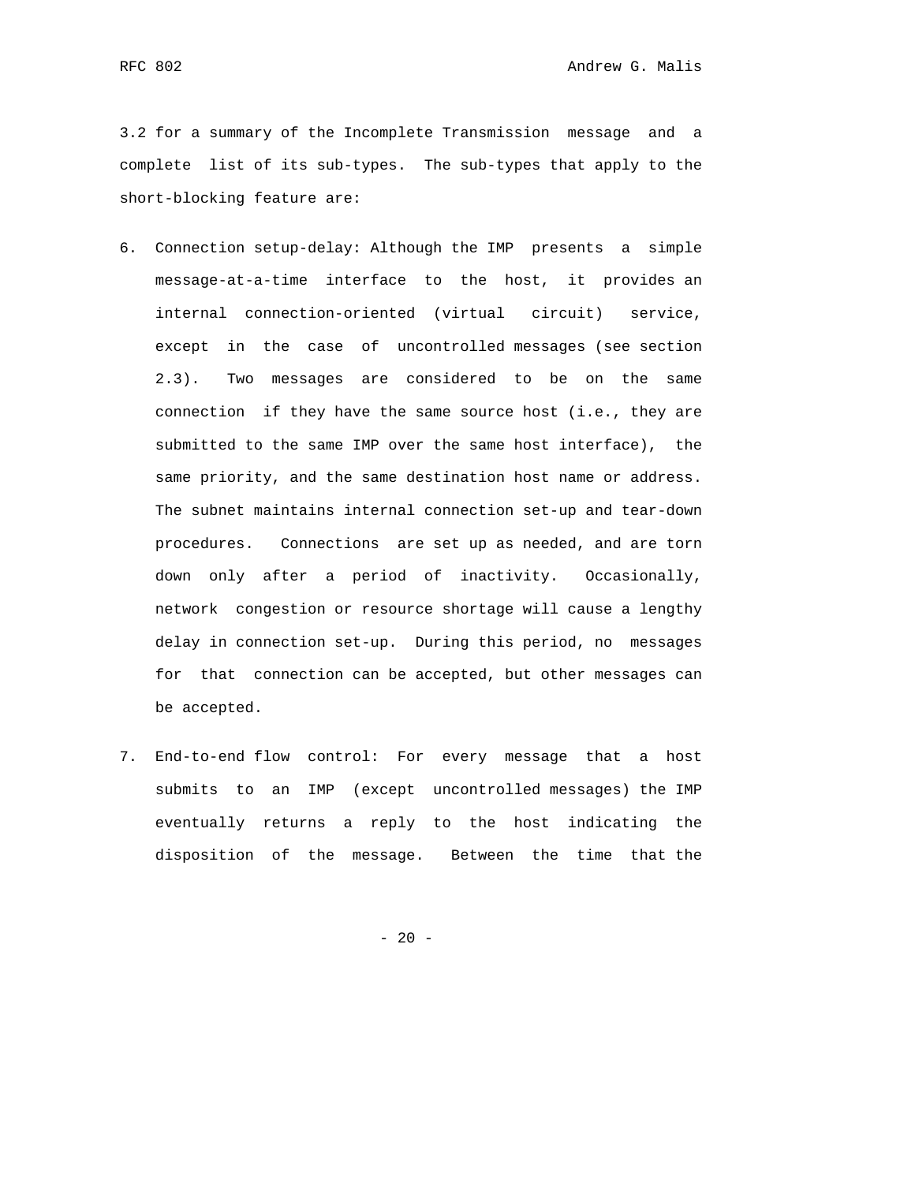3.2 for a summary of the Incomplete Transmission message and a complete list of its sub-types. The sub-types that apply to the short-blocking feature are:

6. Connection setup-delay: Although the IMP presents a simple message-at-a-time interface to the host, it provides an internal connection-oriented (virtual circuit) service, except in the case of uncontrolled messages (see section 2.3). Two messages are considered to be on the same connection if they have the same source host (i.e., they are submitted to the same IMP over the same host interface), the same priority, and the same destination host name or address. The subnet maintains internal connection set-up and tear-down procedures. Connections are set up as needed, and are torn down only after a period of inactivity. Occasionally, network congestion or resource shortage will cause a lengthy delay in connection set-up. During this period, no messages for that connection can be accepted, but other messages can be accepted.

7. End-to-end flow control: For every message that a host submits to an IMP (except uncontrolled messages) the IMP eventually returns a reply to the host indicating the disposition of the message. Between the time that the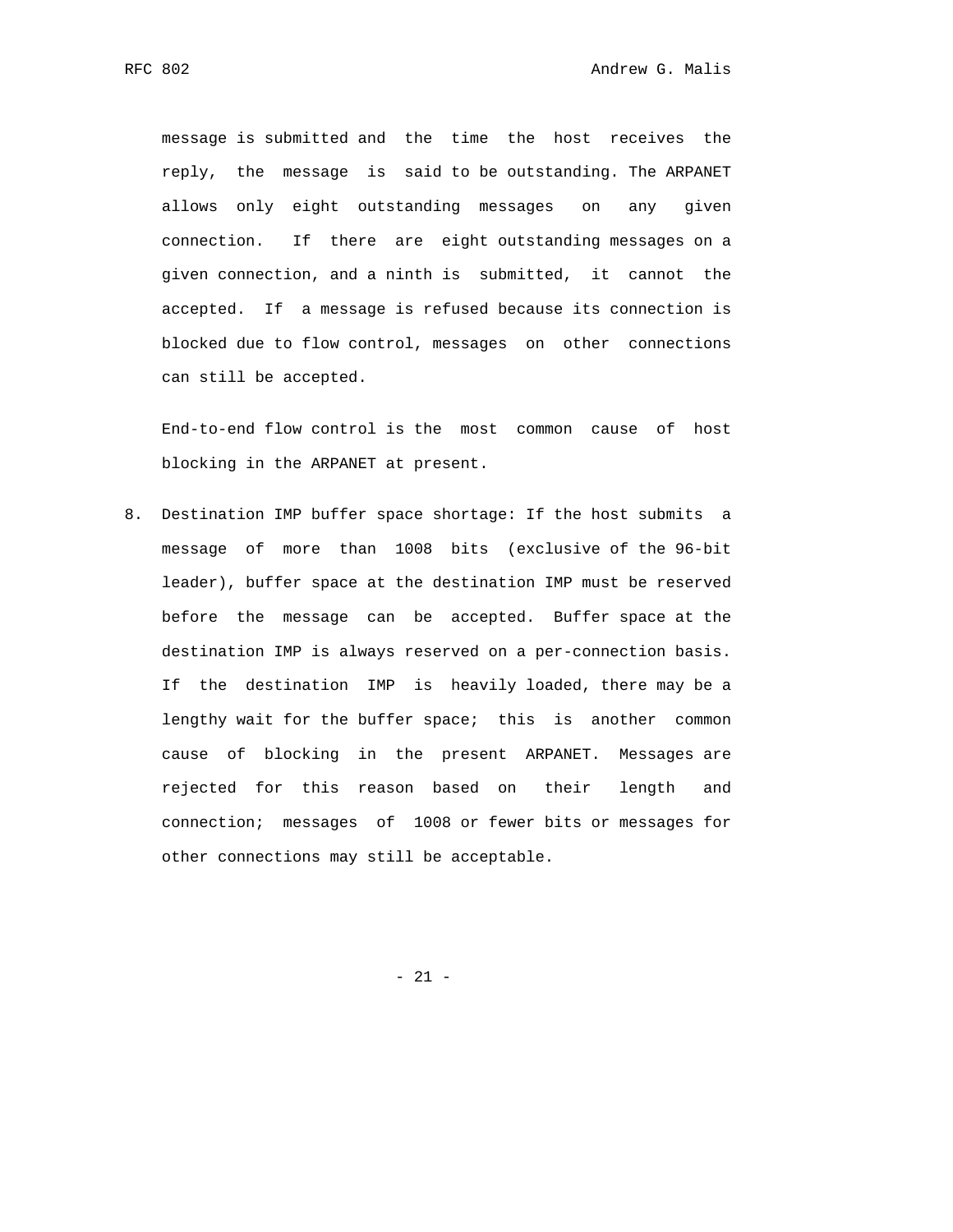message is submitted and the time the host receives the reply, the message is said to be outstanding. The ARPANET allows only eight outstanding messages on any given connection. If there are eight outstanding messages on a given connection, and a ninth is submitted, it cannot the accepted. If a message is refused because its connection is blocked due to flow control, messages on other connections can still be accepted.

End-to-end flow control is the most common cause of host blocking in the ARPANET at present.

8. Destination IMP buffer space shortage: If the host submits a message of more than 1008 bits (exclusive of the 96-bit leader), buffer space at the destination IMP must be reserved before the message can be accepted. Buffer space at the destination IMP is always reserved on a per-connection basis. If the destination IMP is heavily loaded, there may be a lengthy wait for the buffer space; this is another common cause of blocking in the present ARPANET. Messages are rejected for this reason based on their length and connection; messages of 1008 or fewer bits or messages for other connections may still be acceptable.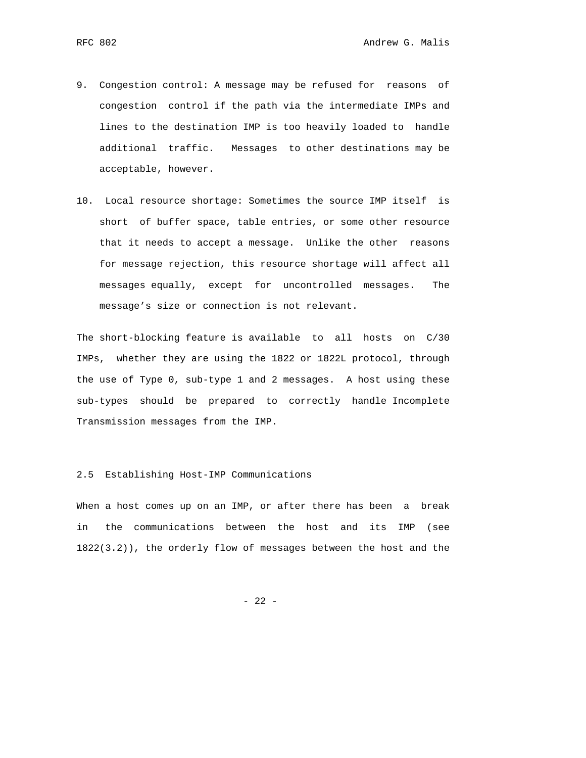9. Congestion control: A message may be refused for reasons of congestion control if the path via the intermediate IMPs and lines to the destination IMP is too heavily loaded to handle additional traffic. Messages to other destinations may be acceptable, however.

10. Local resource shortage: Sometimes the source IMP itself is short of buffer space, table entries, or some other resource that it needs to accept a message. Unlike the other reasons for message rejection, this resource shortage will affect all messages equally, except for uncontrolled messages. The message's size or connection is not relevant.

The short-blocking feature is available to all hosts on C/30 IMPs, whether they are using the 1822 or 1822L protocol, through the use of Type 0, sub-type 1 and 2 messages. A host using these sub-types should be prepared to correctly handle Incomplete Transmission messages from the IMP.

### 2.5 Establishing Host-IMP Communications

When a host comes up on an IMP, or after there has been a break in the communications between the host and its IMP (see 1822(3.2)), the orderly flow of messages between the host and the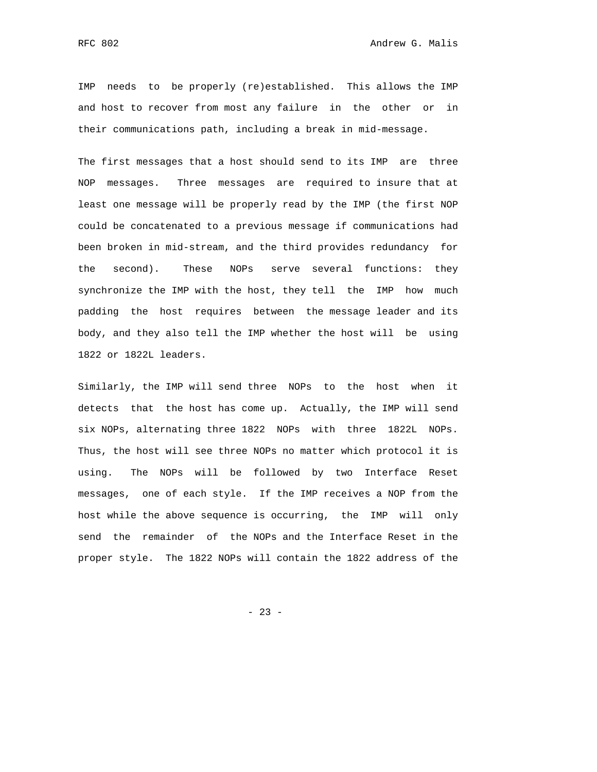IMP needs to be properly (re)established. This allows the IMP and host to recover from most any failure in the other or in their communications path, including a break in mid-message.

The first messages that a host should send to its IMP are three NOP messages. Three messages are required to insure that at least one message will be properly read by the IMP (the first NOP could be concatenated to a previous message if communications had been broken in mid-stream, and the third provides redundancy for the second). These NOPs serve several functions: they synchronize the IMP with the host, they tell the IMP how much padding the host requires between the message leader and its body, and they also tell the IMP whether the host will be using 1822 or 1822L leaders.

Similarly, the IMP will send three NOPs to the host when it detects that the host has come up. Actually, the IMP will send six NOPs, alternating three 1822 NOPs with three 1822L NOPs. Thus, the host will see three NOPs no matter which protocol it is using. The NOPs will be followed by two Interface Reset messages, one of each style. If the IMP receives a NOP from the host while the above sequence is occurring, the IMP will only send the remainder of the NOPs and the Interface Reset in the proper style. The 1822 NOPs will contain the 1822 address of the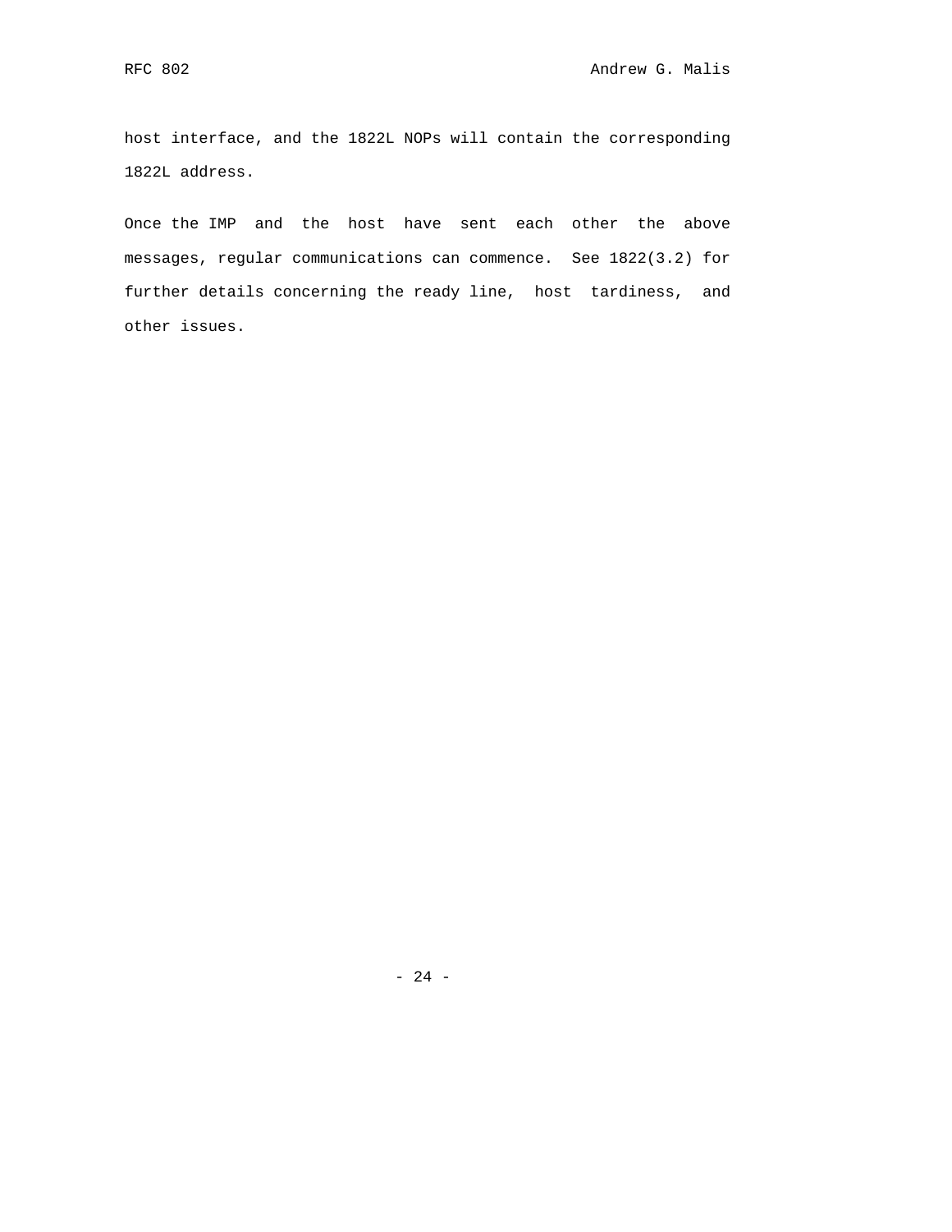host interface, and the 1822L NOPs will contain the corresponding 1822L address.

Once the IMP and the host have sent each other the above messages, regular communications can commence. See 1822(3.2) for further details concerning the ready line, host tardiness, and other issues.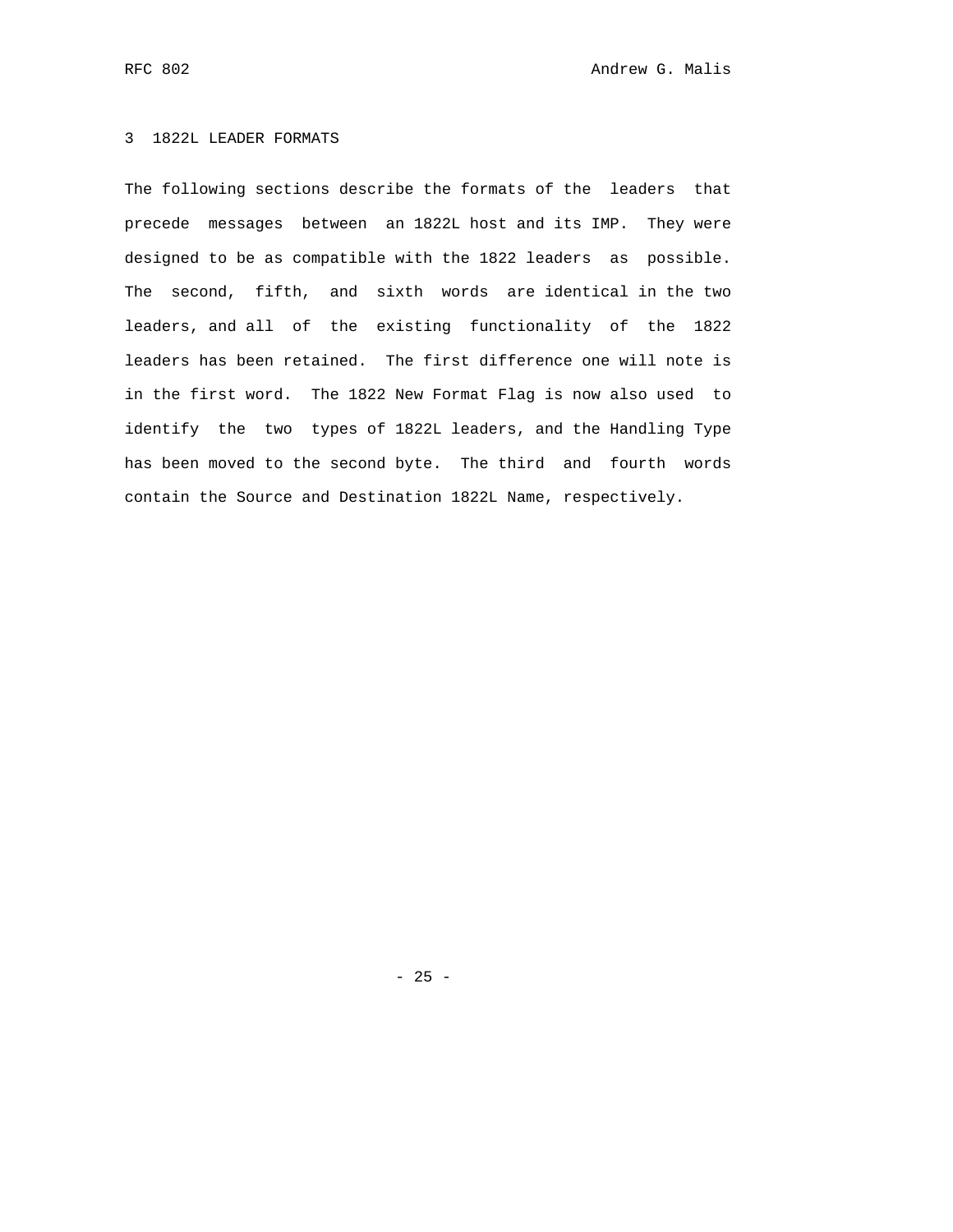## 3 1822L LEADER FORMATS

The following sections describe the formats of the leaders that precede messages between an 1822L host and its IMP. They were designed to be as compatible with the 1822 leaders as possible. The second, fifth, and sixth words are identical in the two leaders, and all of the existing functionality of the 1822 leaders has been retained. The first difference one will note is in the first word. The 1822 New Format Flag is now also used to identify the two types of 1822L leaders, and the Handling Type has been moved to the second byte. The third and fourth words contain the Source and Destination 1822L Name, respectively.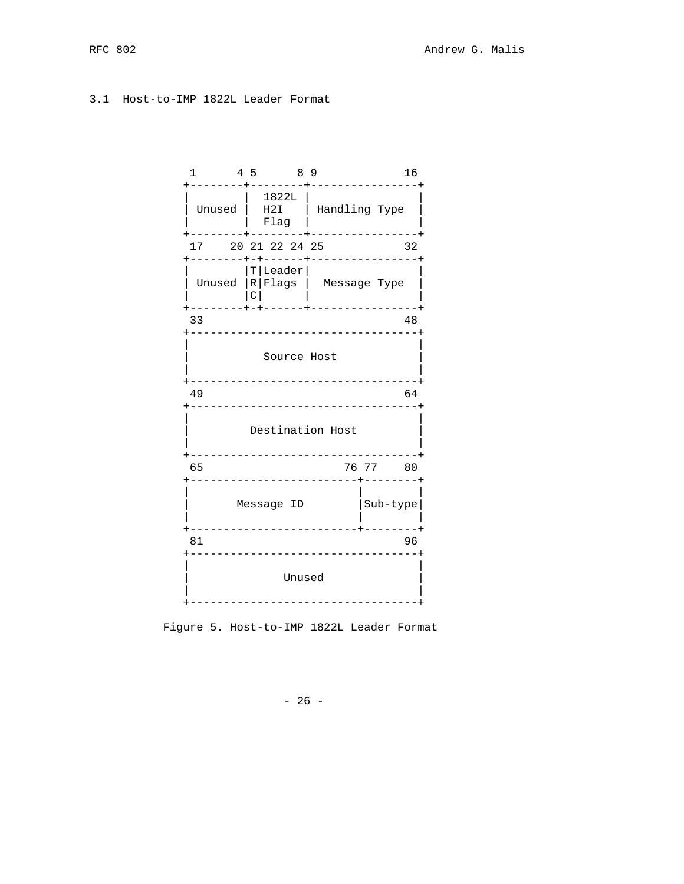### 3.1 Host-to-IMP 1822L Leader Format

```
 1      4 5      8 9             16
+--------+--------+----------------+
|        |  1822L |                |
| Unused |  H2I   | Handling Type  |
|        |  Flag  |                |
+--------+--------+----------------+
 17    20 21 22 24 25            32
+--------+-+------+----------------+
|        |T|Leader|                |
| Unused |R|Flags |  Message Type  |
|        |C|      |                |
+--------+-+------+----------------+
 33                              48
+----------------------------------+
|                                  |
|            Source Host           |
|                                  |
+----------------------------------+
 49                              64
+----------------------------------+
|                                  |
|         Destination Host         |
|                                  |
+----------------------------------+
 65                    76 77    80
+-------------------------+--------+
|                         |        |
|       Message ID        |Sub-type|
|                         |        |
+-------------------------+--------+
 81                              96
+----------------------------------+
|                                  |
|              Unused              |
|                                  |
+----------------------------------+
```

Figure 5. Host-to-IMP 1822L Leader Format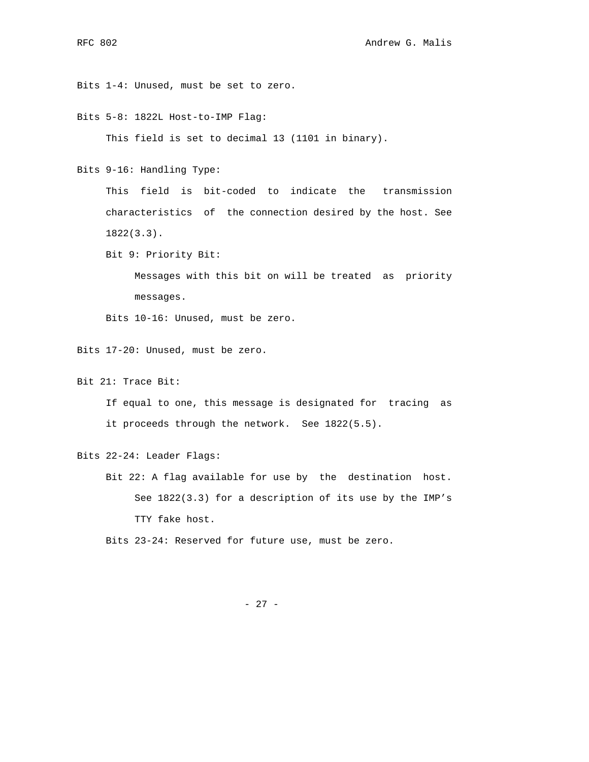Bits 1-4: Unused, must be set to zero.

Bits 5-8: 1822L Host-to-IMP Flag:

This field is set to decimal 13 (1101 in binary).

Bits 9-16: Handling Type:

This field is bit-coded to indicate the transmission characteristics of the connection desired by the host. See 1822(3.3).

Bit 9: Priority Bit:

Messages with this bit on will be treated as priority messages.

Bits 10-16: Unused, must be zero.

Bits 17-20: Unused, must be zero.

Bit 21: Trace Bit:

If equal to one, this message is designated for tracing as it proceeds through the network. See 1822(5.5).

Bits 22-24: Leader Flags:

Bit 22: A flag available for use by the destination host. See 1822(3.3) for a description of its use by the IMP's TTY fake host.

Bits 23-24: Reserved for future use, must be zero.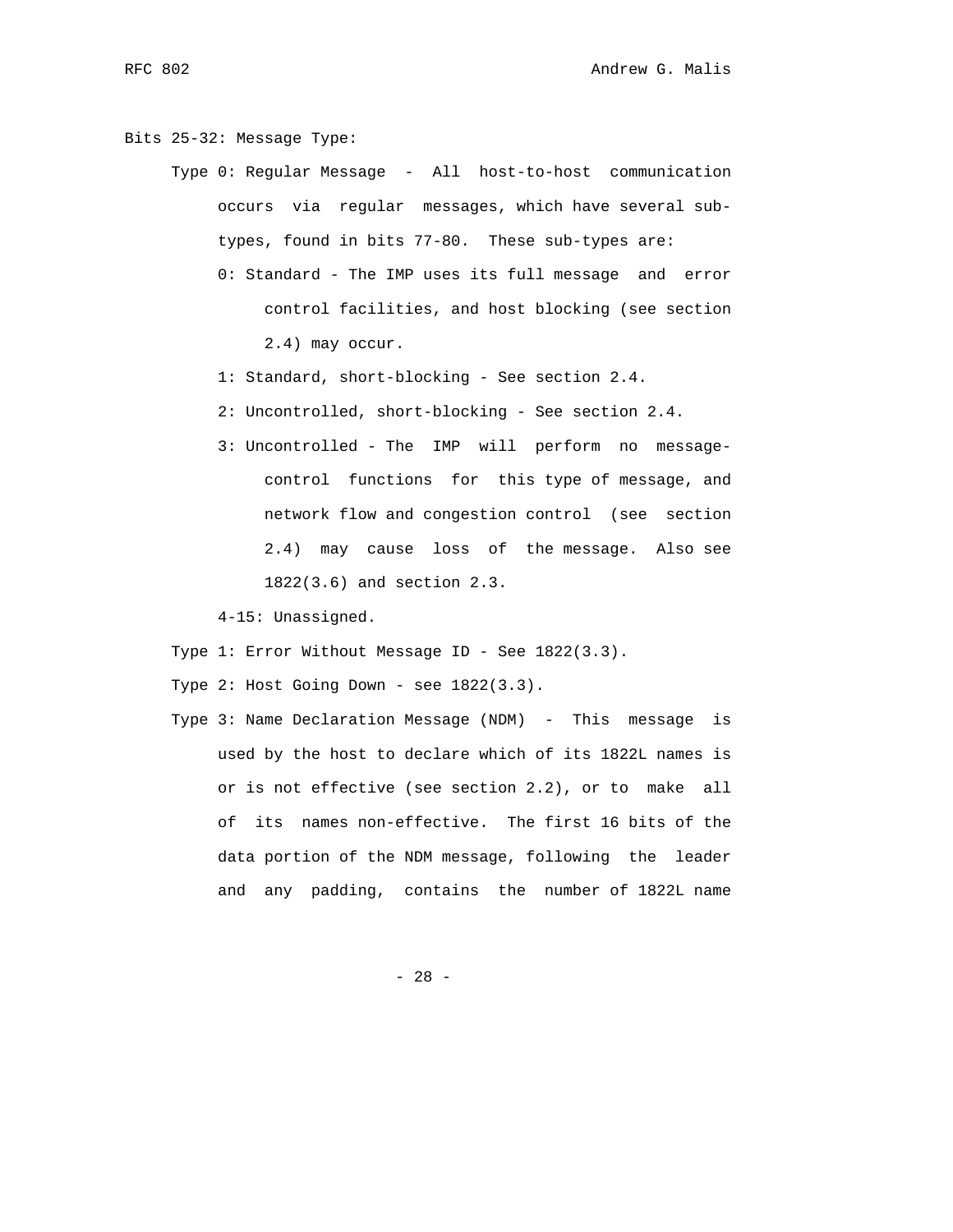Bits 25-32: Message Type:

- Type 0: Regular Message - All host-to-host communication occurs via regular messages, which have several sub-types, found in bits 77-80. These sub-types are:
  - 0: Standard - The IMP uses its full message and error control facilities, and host blocking (see section 2.4) may occur.
  - 1: Standard, short-blocking - See section 2.4.
  - 2: Uncontrolled, short-blocking - See section 2.4.
  - 3: Uncontrolled - The IMP will perform no message-control functions for this type of message, and network flow and congestion control (see section 2.4) may cause loss of the message. Also see 1822(3.6) and section 2.3.
  - 4-15: Unassigned.
- Type 1: Error Without Message ID - See 1822(3.3).
- Type 2: Host Going Down - see 1822(3.3).
- Type 3: Name Declaration Message (NDM) - This message is used by the host to declare which of its 1822L names is or is not effective (see section 2.2), or to make all of its names non-effective. The first 16 bits of the data portion of the NDM message, following the leader and any padding, contains the number of 1822L name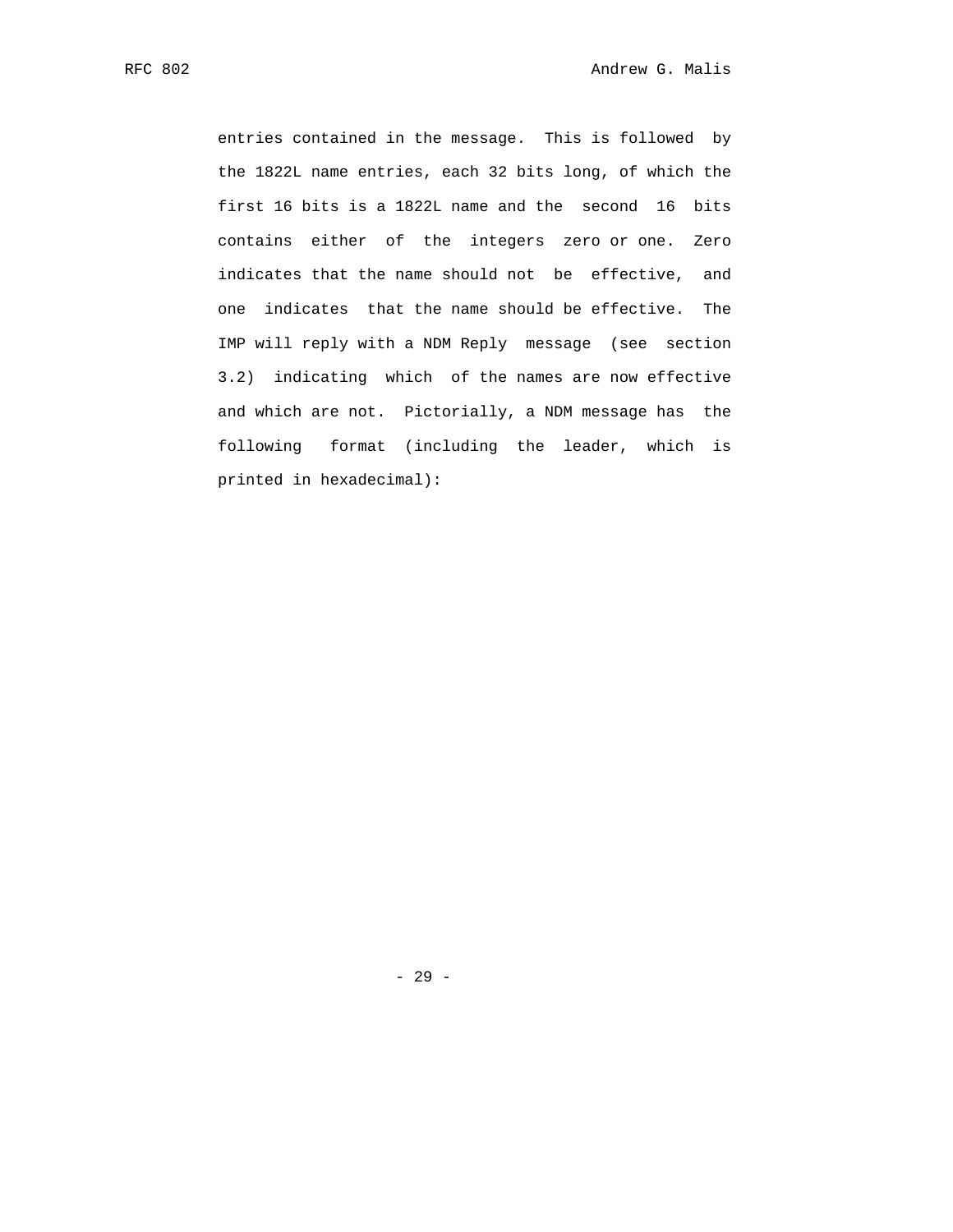entries contained in the message. This is followed by the 1822L name entries, each 32 bits long, of which the first 16 bits is a 1822L name and the second 16 bits contains either of the integers zero or one. Zero indicates that the name should not be effective, and one indicates that the name should be effective. The IMP will reply with a NDM Reply message (see section 3.2) indicating which of the names are now effective and which are not. Pictorially, a NDM message has the following format (including the leader, which is printed in hexadecimal):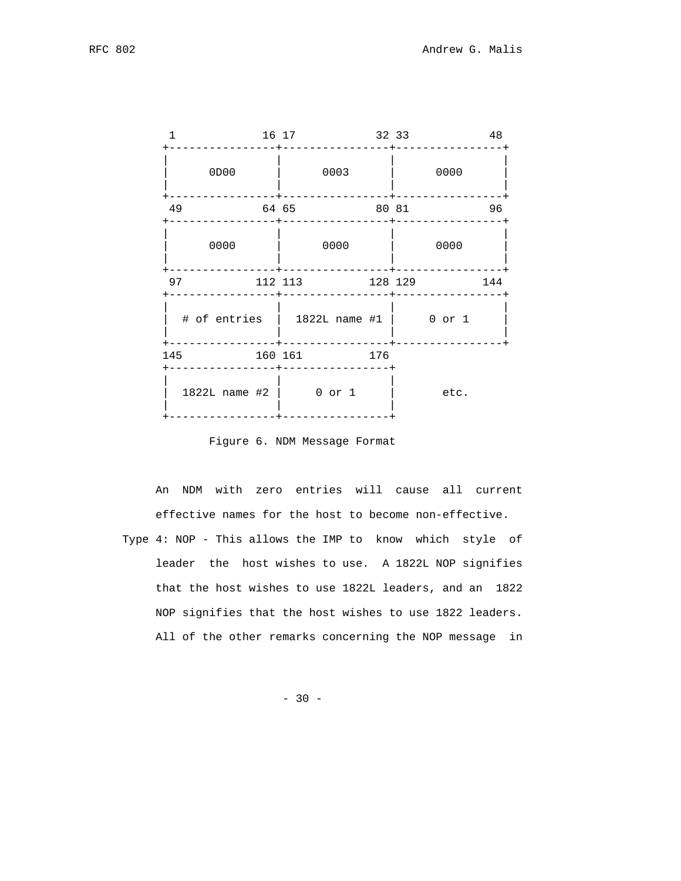```
 1             16 17            32 33            48
+----------------+----------------+----------------+
|                |                |                |
|      0D00      |      0003      |      0000      |
|                |                |                |
+----------------+----------------+----------------+
 49            64 65            80 81            96
+----------------+----------------+----------------+
|                |                |                |
|      0000      |      0000      |      0000      |
|                |                |                |
+----------------+----------------+----------------+
 97           112 113          128 129          144
+----------------+----------------+----------------+
|                |                |                |
|  # of entries  |  1822L name #1 |     0 or 1     |
|                |                |                |
+----------------+----------------+----------------+
145           160 161          176
+----------------+----------------+
|                |                |
|  1822L name #2 |     0 or 1     |       etc.
|                |                |
+----------------+----------------+
```

Figure 6. NDM Message Format

An NDM with zero entries will cause all current effective names for the host to become non-effective.

Type 4: NOP - This allows the IMP to know which style of leader the host wishes to use. A 1822L NOP signifies that the host wishes to use 1822L leaders, and an 1822 NOP signifies that the host wishes to use 1822 leaders. All of the other remarks concerning the NOP message in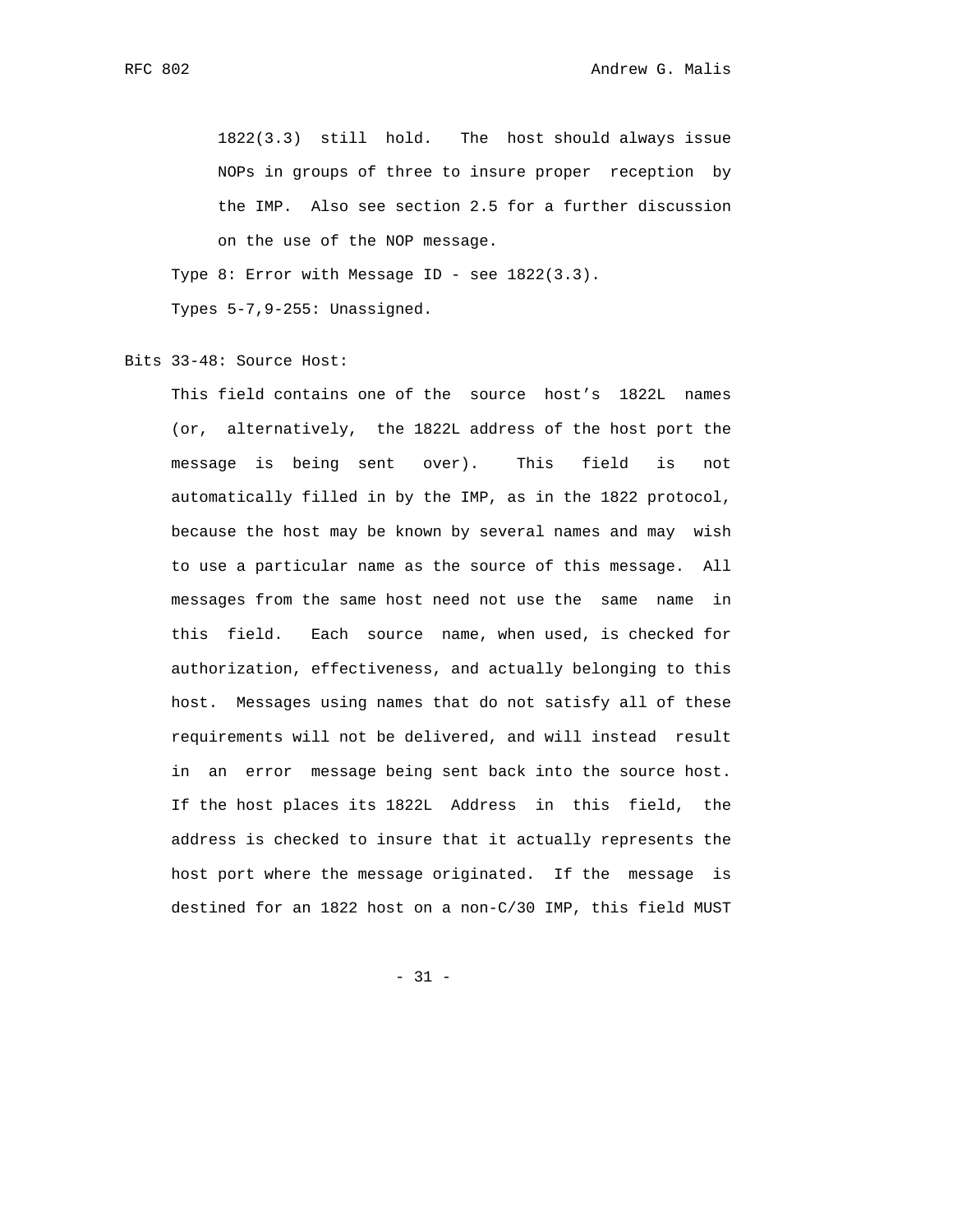1822(3.3) still hold. The host should always issue NOPs in groups of three to insure proper reception by the IMP. Also see section 2.5 for a further discussion on the use of the NOP message.

Type 8: Error with Message ID - see 1822(3.3).

Types 5-7,9-255: Unassigned.

Bits 33-48: Source Host:

This field contains one of the source host's 1822L names (or, alternatively, the 1822L address of the host port the message is being sent over). This field is not automatically filled in by the IMP, as in the 1822 protocol, because the host may be known by several names and may wish to use a particular name as the source of this message. All messages from the same host need not use the same name in this field. Each source name, when used, is checked for authorization, effectiveness, and actually belonging to this host. Messages using names that do not satisfy all of these requirements will not be delivered, and will instead result in an error message being sent back into the source host. If the host places its 1822L Address in this field, the address is checked to insure that it actually represents the host port where the message originated. If the message is destined for an 1822 host on a non-C/30 IMP, this field MUST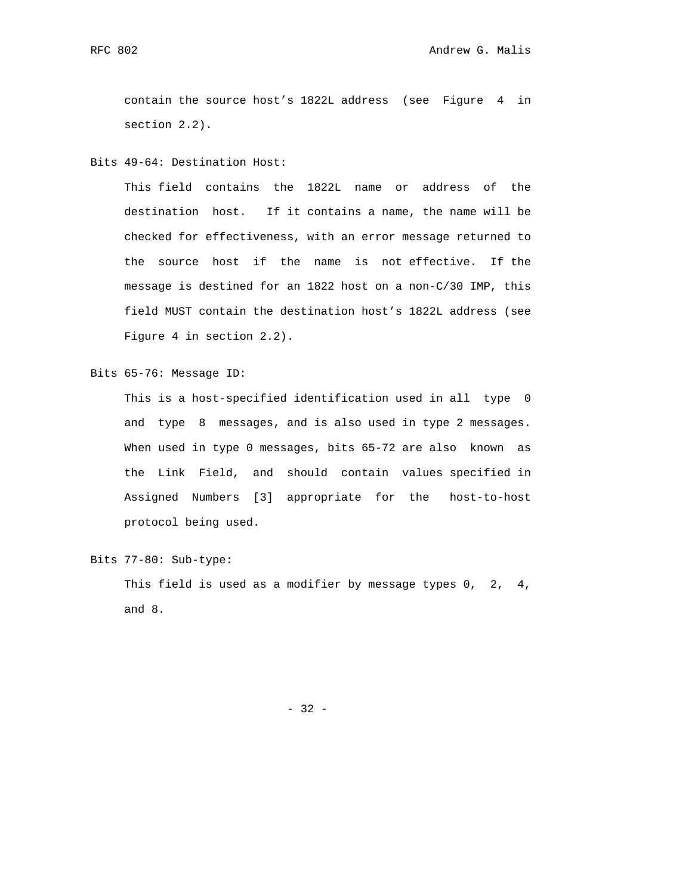contain the source host’s 1822L address (see Figure 4 in section 2.2).

Bits 49-64: Destination Host:

This field contains the 1822L name or address of the destination host. If it contains a name, the name will be checked for effectiveness, with an error message returned to the source host if the name is not effective. If the message is destined for an 1822 host on a non-C/30 IMP, this field MUST contain the destination host’s 1822L address (see Figure 4 in section 2.2).

Bits 65-76: Message ID:

This is a host-specified identification used in all type 0 and type 8 messages, and is also used in type 2 messages. When used in type 0 messages, bits 65-72 are also known as the Link Field, and should contain values specified in Assigned Numbers [3] appropriate for the host-to-host protocol being used.

Bits 77-80: Sub-type:

This field is used as a modifier by message types 0, 2, 4, and 8.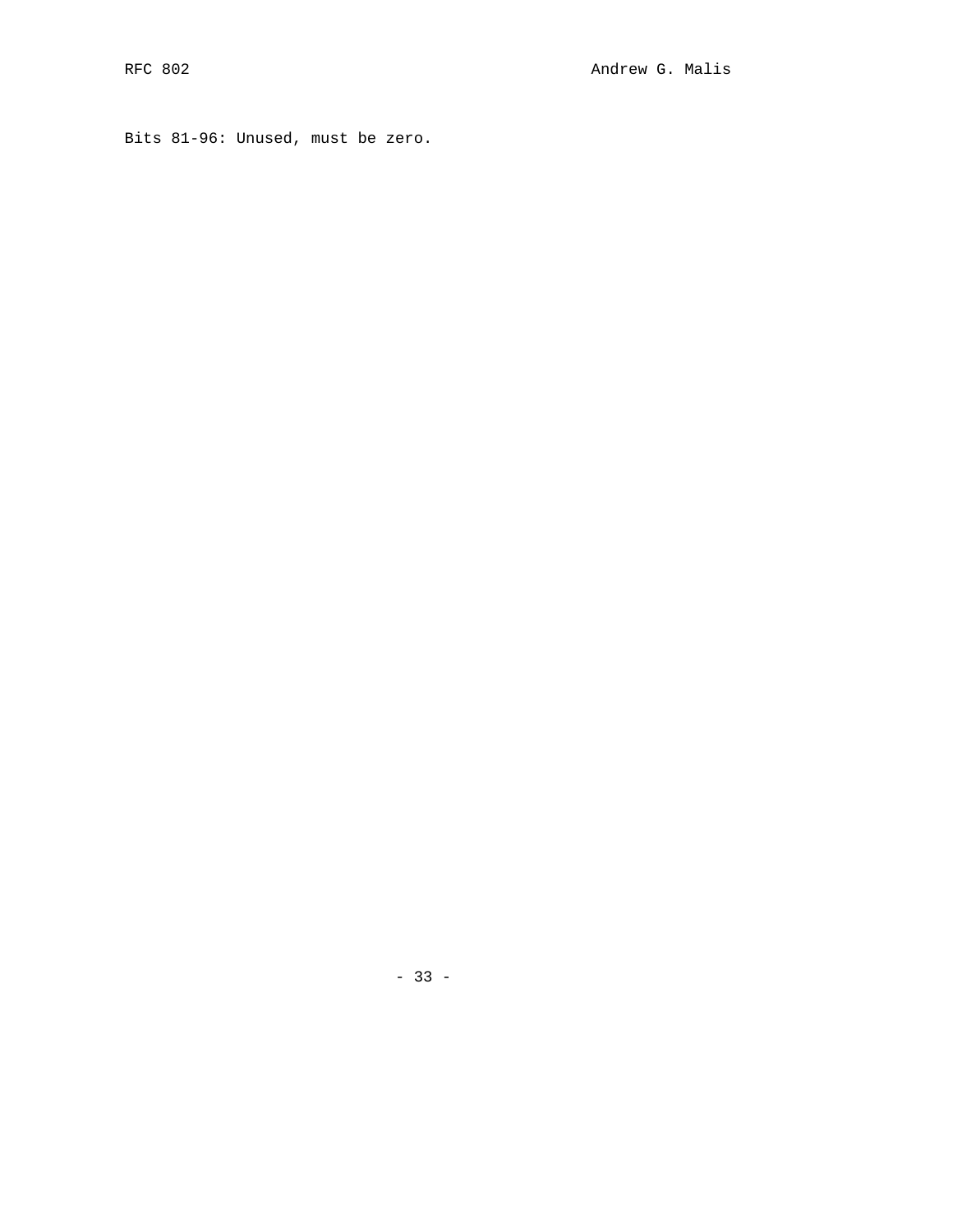Bits 81-96: Unused, must be zero.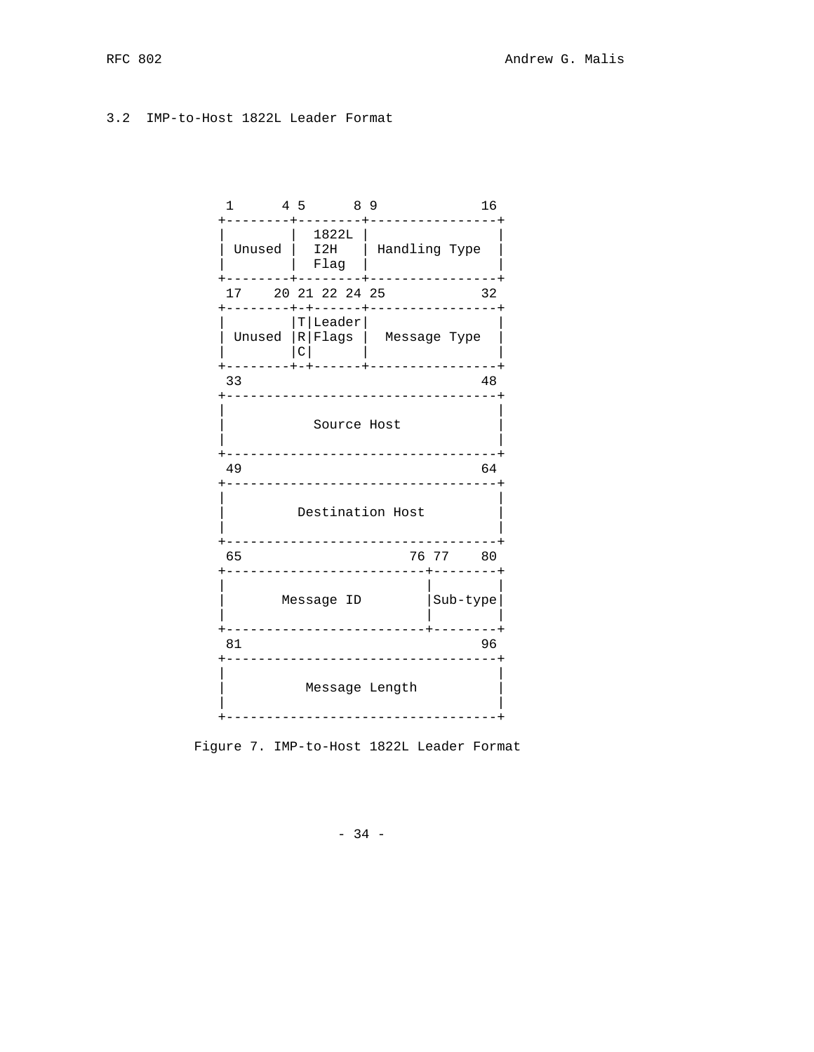## 3.2 IMP-to-Host 1822L Leader Format

```
 1      4 5      8 9              16
+--------+--------+----------------+
|        |  1822L |                |
| Unused |  I2H   | Handling Type  |
|        |  Flag  |                |
+--------+--------+----------------+
 17    20 21 22 24 25             32
+--------+-+------+----------------+
|        |T|Leader|                |
| Unused |R|Flags |  Message Type  |
|        |C|      |                |
+--------+-+------+----------------+
 33                               48
+----------------------------------+
|                                  |
|           Source Host            |
|                                  |
+----------------------------------+
 49                               64
+----------------------------------+
|                                  |
|         Destination Host         |
|                                  |
+----------------------------------+
 65                     76 77    80
+-------------------------+--------+
|                         |        |
|       Message ID        |Sub-type|
|                         |        |
+-------------------------+--------+
 81                               96
+----------------------------------+
|                                  |
|          Message Length          |
|                                  |
+----------------------------------+
```

Figure 7. IMP-to-Host 1822L Leader Format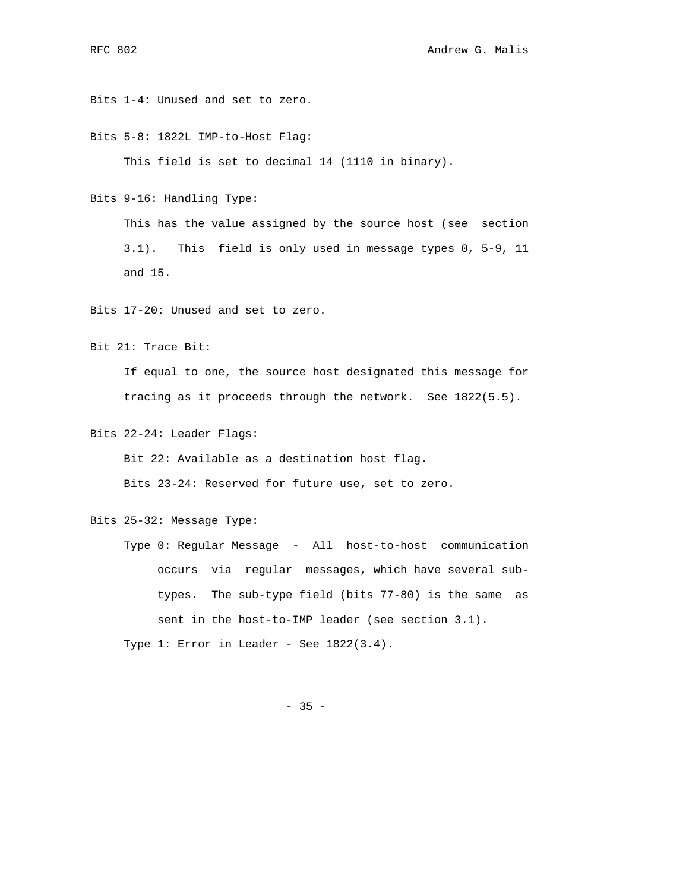Bits 1-4: Unused and set to zero.

Bits 5-8: 1822L IMP-to-Host Flag:

This field is set to decimal 14 (1110 in binary).

Bits 9-16: Handling Type:

This has the value assigned by the source host (see section 3.1). This field is only used in message types 0, 5-9, 11 and 15.

Bits 17-20: Unused and set to zero.

Bit 21: Trace Bit:

If equal to one, the source host designated this message for tracing as it proceeds through the network. See 1822(5.5).

Bits 22-24: Leader Flags:

Bit 22: Available as a destination host flag.

Bits 23-24: Reserved for future use, set to zero.

Bits 25-32: Message Type:

Type 0: Regular Message - All host-to-host communication occurs via regular messages, which have several sub-types. The sub-type field (bits 77-80) is the same as sent in the host-to-IMP leader (see section 3.1).

Type 1: Error in Leader - See 1822(3.4).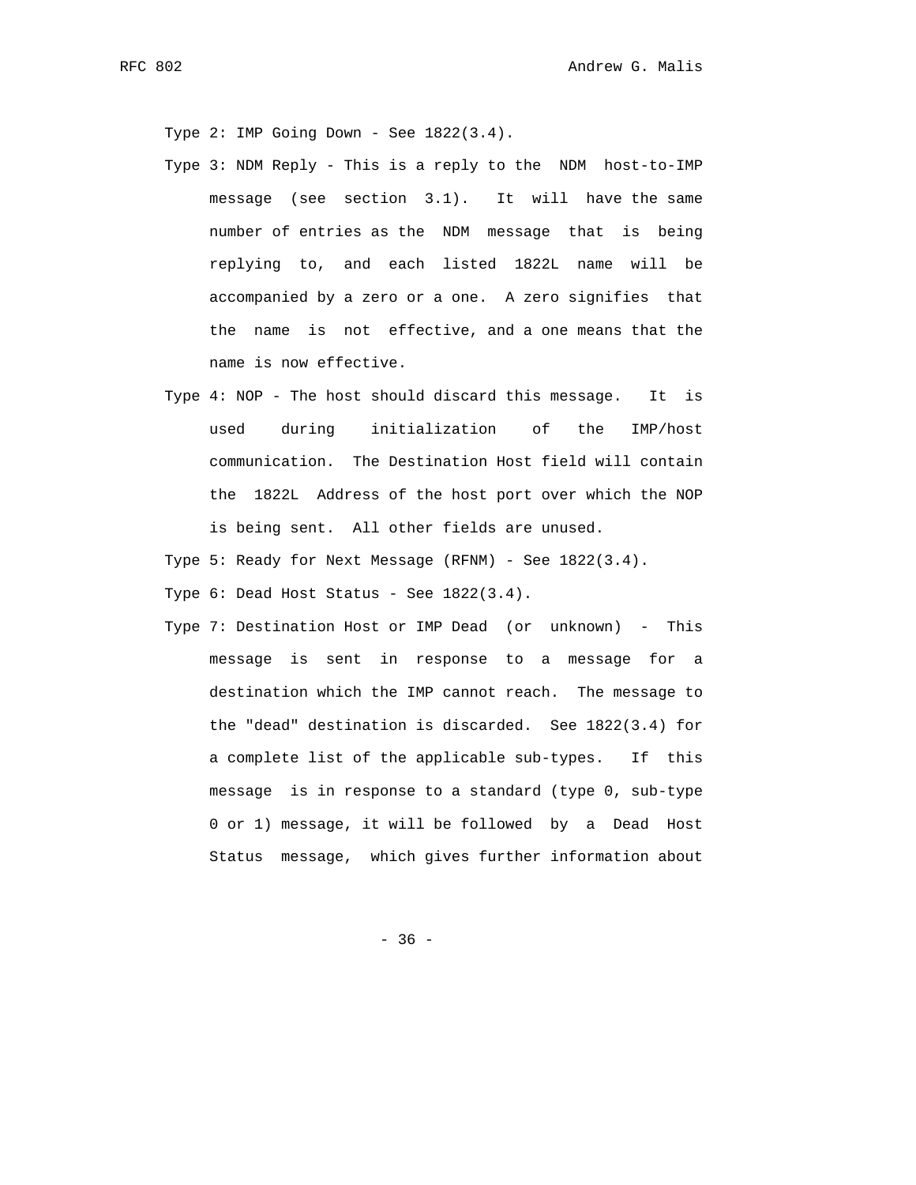Type 2: IMP Going Down - See 1822(3.4).

Type 3: NDM Reply - This is a reply to the NDM host-to-IMP message (see section 3.1). It will have the same number of entries as the NDM message that is being replying to, and each listed 1822L name will be accompanied by a zero or a one. A zero signifies that the name is not effective, and a one means that the name is now effective.

Type 4: NOP - The host should discard this message. It is used during initialization of the IMP/host communication. The Destination Host field will contain the 1822L Address of the host port over which the NOP is being sent. All other fields are unused.

Type 5: Ready for Next Message (RFNM) - See 1822(3.4).

Type 6: Dead Host Status - See 1822(3.4).

Type 7: Destination Host or IMP Dead (or unknown) - This message is sent in response to a message for a destination which the IMP cannot reach. The message to the "dead" destination is discarded. See 1822(3.4) for a complete list of the applicable sub-types. If this message is in response to a standard (type 0, sub-type 0 or 1) message, it will be followed by a Dead Host Status message, which gives further information about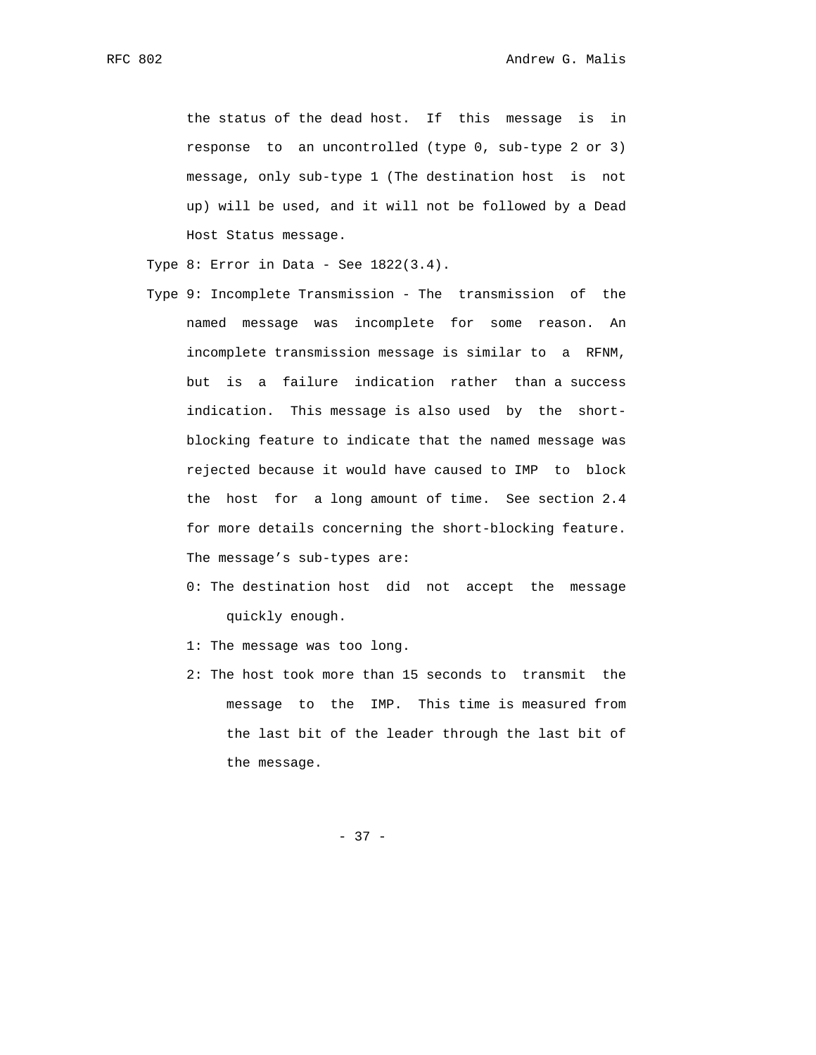the status of the dead host. If this message is in response to an uncontrolled (type 0, sub-type 2 or 3) message, only sub-type 1 (The destination host is not up) will be used, and it will not be followed by a Dead Host Status message.

Type 8: Error in Data - See 1822(3.4).

Type 9: Incomplete Transmission - The transmission of the named message was incomplete for some reason. An incomplete transmission message is similar to a RFNM, but is a failure indication rather than a success indication. This message is also used by the short-blocking feature to indicate that the named message was rejected because it would have caused to IMP to block the host for a long amount of time. See section 2.4 for more details concerning the short-blocking feature. The message’s sub-types are:

- 0: The destination host did not accept the message quickly enough.
- 1: The message was too long.
- 2: The host took more than 15 seconds to transmit the message to the IMP. This time is measured from the last bit of the leader through the last bit of the message.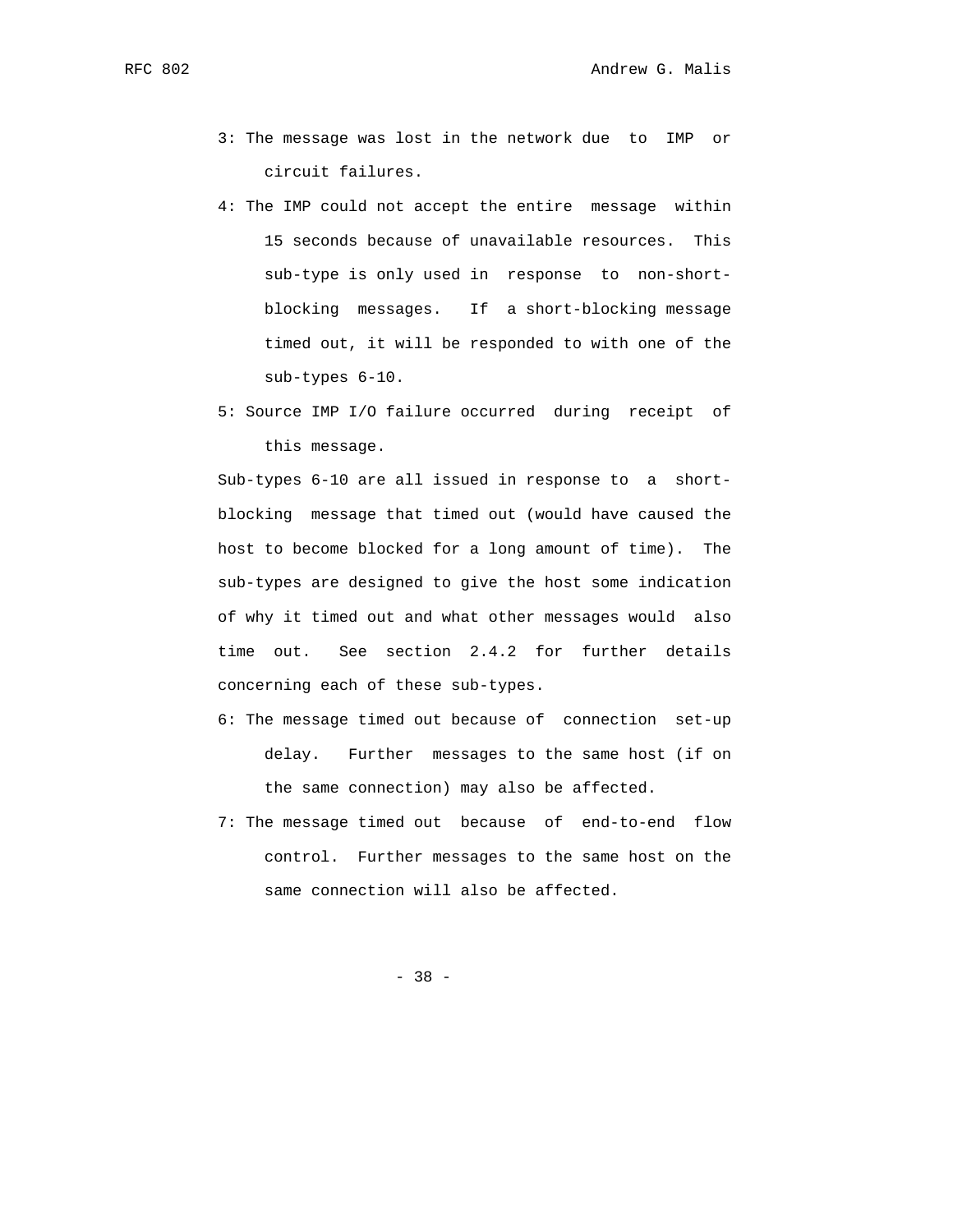3: The message was lost in the network due to IMP or circuit failures.

4: The IMP could not accept the entire message within 15 seconds because of unavailable resources. This sub-type is only used in response to non-short-blocking messages. If a short-blocking message timed out, it will be responded to with one of the sub-types 6-10.

5: Source IMP I/O failure occurred during receipt of this message.

Sub-types 6-10 are all issued in response to a short-blocking message that timed out (would have caused the host to become blocked for a long amount of time). The sub-types are designed to give the host some indication of why it timed out and what other messages would also time out. See section 2.4.2 for further details concerning each of these sub-types.

6: The message timed out because of connection set-up delay. Further messages to the same host (if on the same connection) may also be affected.

7: The message timed out because of end-to-end flow control. Further messages to the same host on the same connection will also be affected.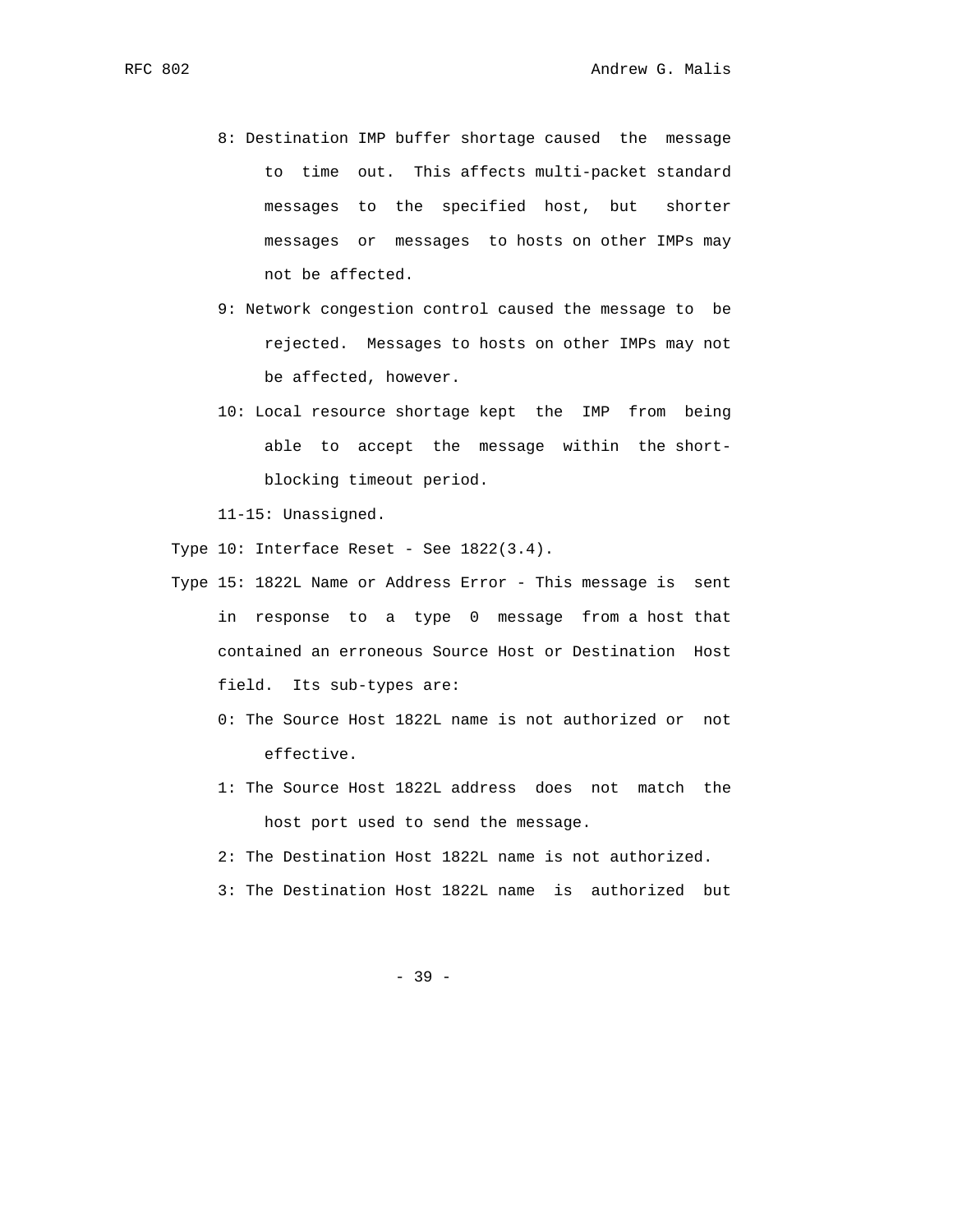8: Destination IMP buffer shortage caused the message to time out. This affects multi-packet standard messages to the specified host, but shorter messages or messages to hosts on other IMPs may not be affected.

9: Network congestion control caused the message to be rejected. Messages to hosts on other IMPs may not be affected, however.

10: Local resource shortage kept the IMP from being able to accept the message within the short-blocking timeout period.

11-15: Unassigned.

Type 10: Interface Reset - See 1822(3.4).

Type 15: 1822L Name or Address Error - This message is sent in response to a type 0 message from a host that contained an erroneous Source Host or Destination Host field. Its sub-types are:

0: The Source Host 1822L name is not authorized or not effective.

1: The Source Host 1822L address does not match the host port used to send the message.

2: The Destination Host 1822L name is not authorized.

3: The Destination Host 1822L name is authorized but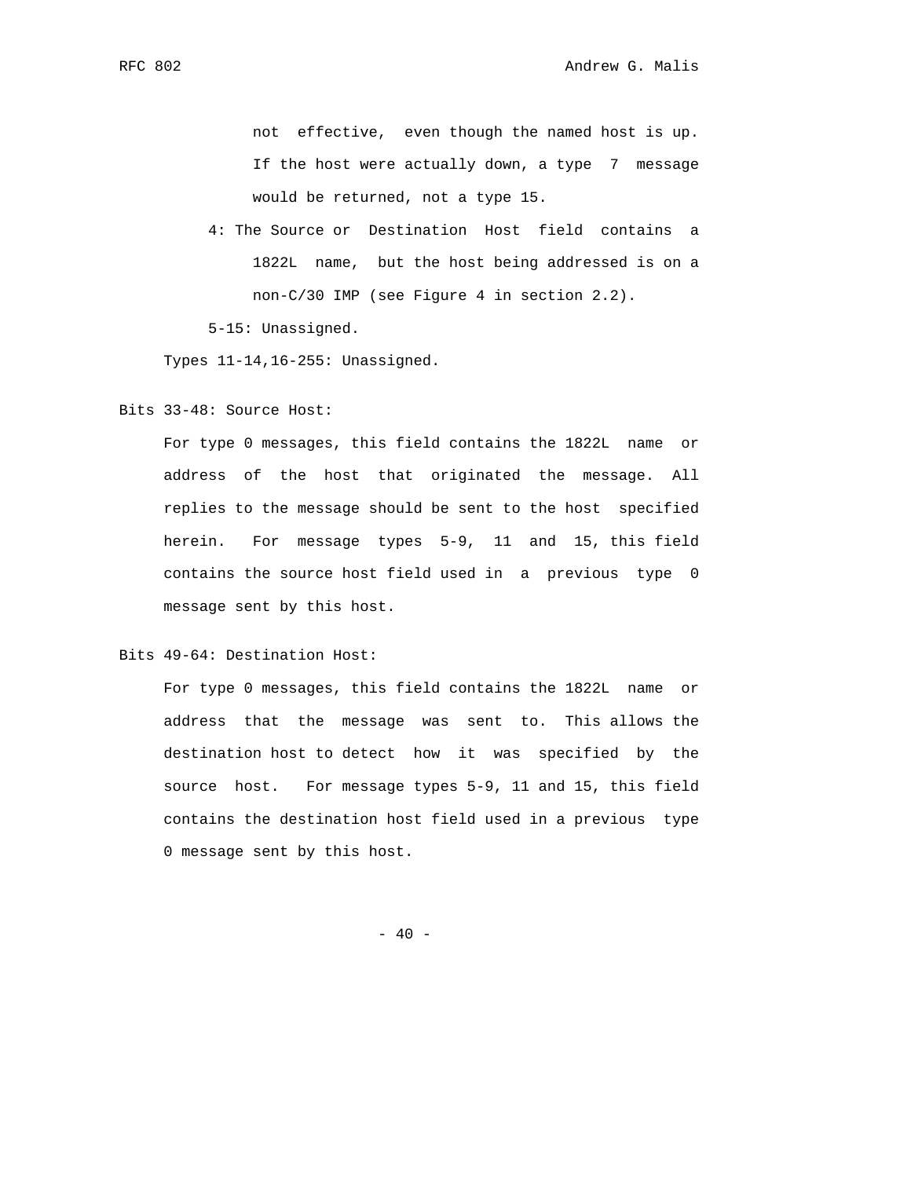not effective, even though the named host is up. If the host were actually down, a type 7 message would be returned, not a type 15.

4: The Source or Destination Host field contains a 1822L name, but the host being addressed is on a non-C/30 IMP (see Figure 4 in section 2.2).

5-15: Unassigned.

Types 11-14,16-255: Unassigned.

Bits 33-48: Source Host:

For type 0 messages, this field contains the 1822L name or address of the host that originated the message. All replies to the message should be sent to the host specified herein. For message types 5-9, 11 and 15, this field contains the source host field used in a previous type 0 message sent by this host.

Bits 49-64: Destination Host:

For type 0 messages, this field contains the 1822L name or address that the message was sent to. This allows the destination host to detect how it was specified by the source host. For message types 5-9, 11 and 15, this field contains the destination host field used in a previous type 0 message sent by this host.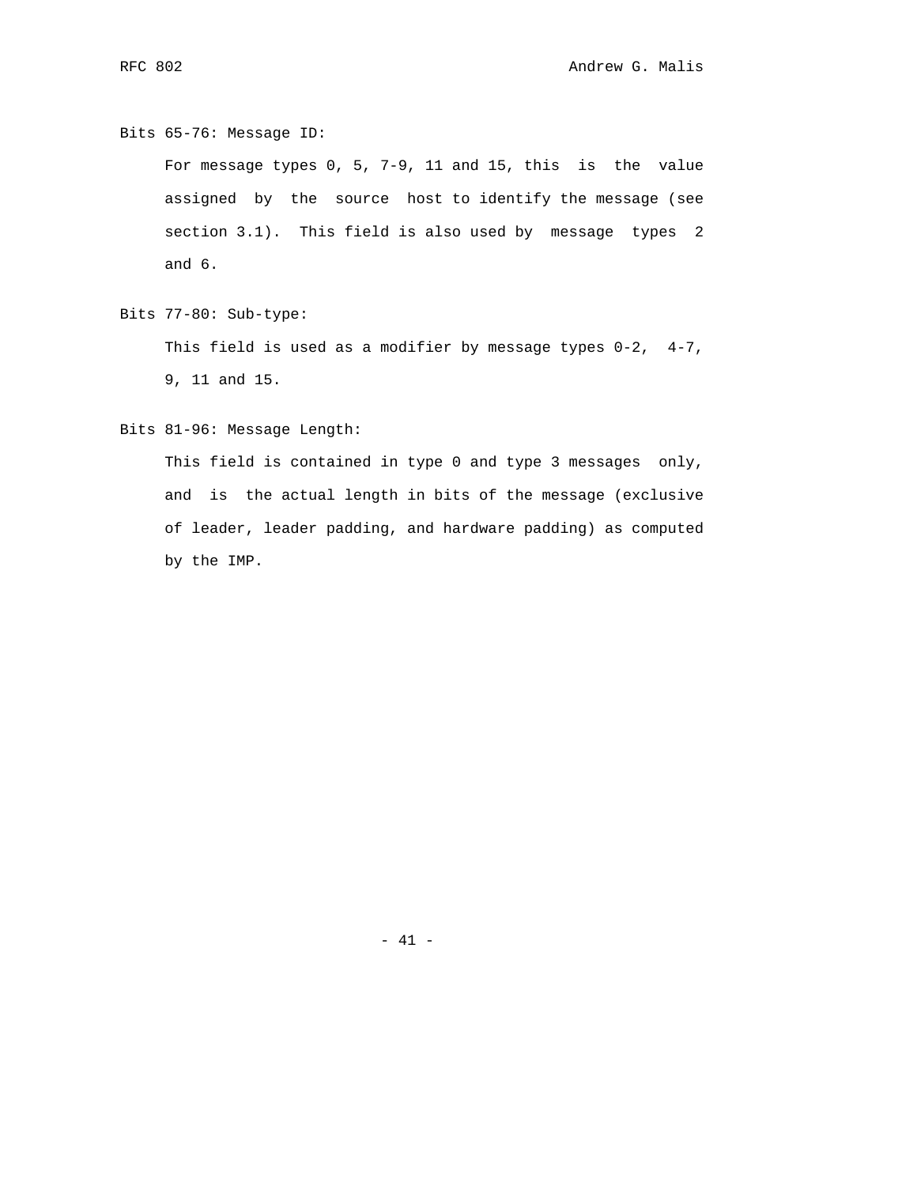Bits 65-76: Message ID:

For message types 0, 5, 7-9, 11 and 15, this is the value assigned by the source host to identify the message (see section 3.1). This field is also used by message types 2 and 6.

Bits 77-80: Sub-type:

This field is used as a modifier by message types 0-2, 4-7, 9, 11 and 15.

Bits 81-96: Message Length:

This field is contained in type 0 and type 3 messages only, and is the actual length in bits of the message (exclusive of leader, leader padding, and hardware padding) as computed by the IMP.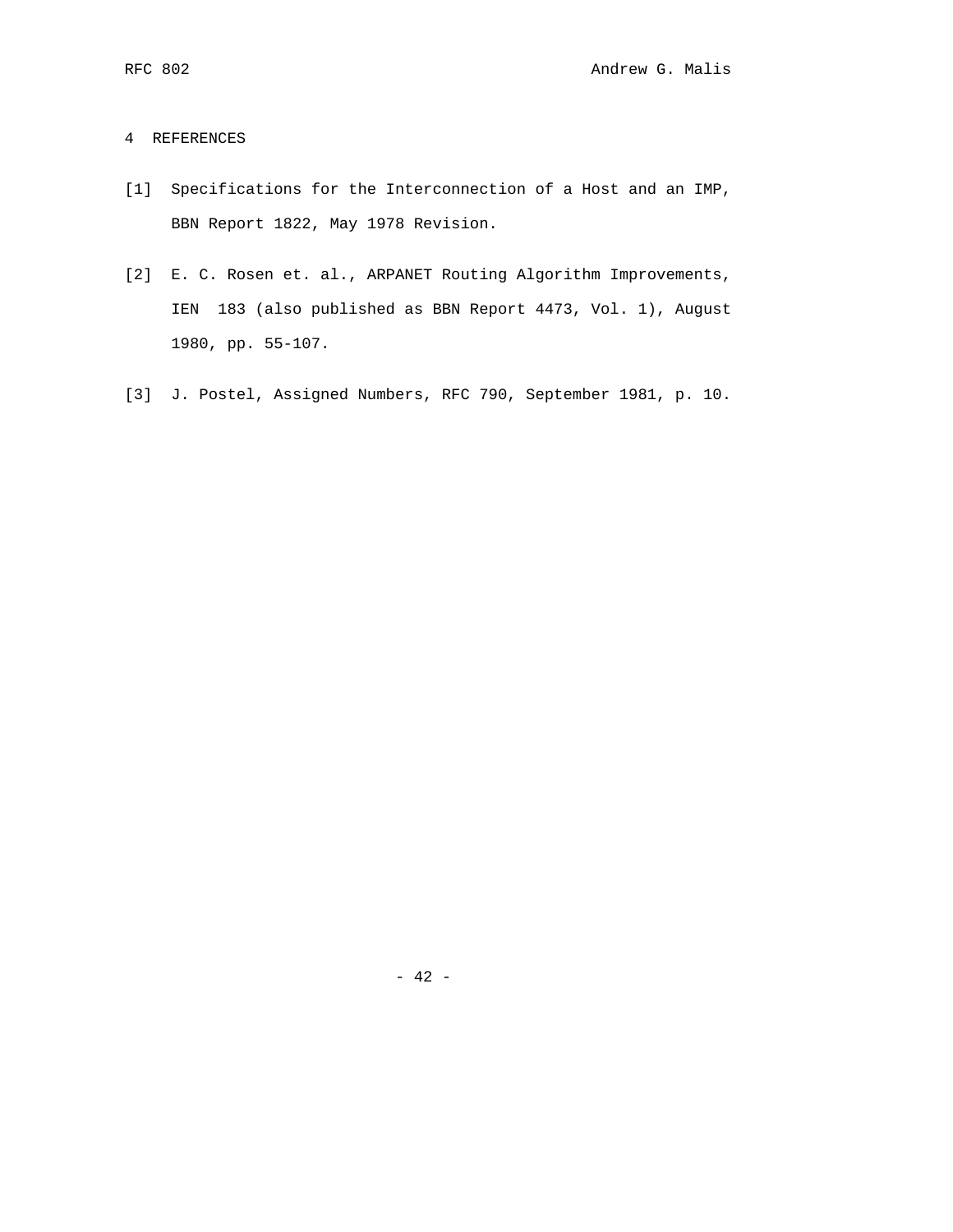## 4 REFERENCES

[1] Specifications for the Interconnection of a Host and an IMP, BBN Report 1822, May 1978 Revision.

[2] E. C. Rosen et. al., ARPANET Routing Algorithm Improvements, IEN 183 (also published as BBN Report 4473, Vol. 1), August 1980, pp. 55-107.

[3] J. Postel, Assigned Numbers, RFC 790, September 1981, p. 10.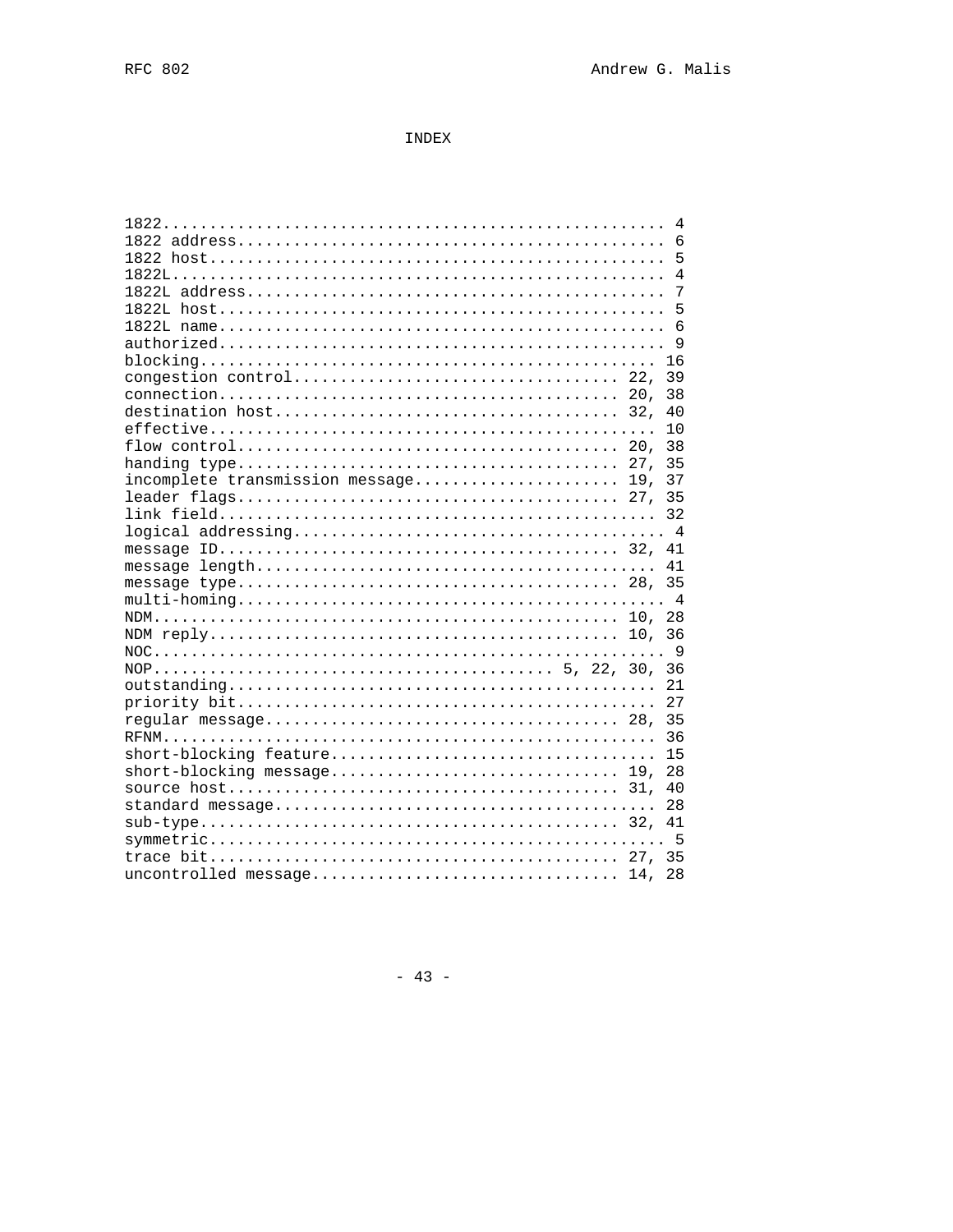# INDEX

```
1822.................................................... 4
1822 address............................................ 6
1822 host............................................... 5
1822L................................................... 4
1822L address........................................... 7
1822L host.............................................. 5
1822L name.............................................. 6
authorized.............................................. 9
blocking............................................... 16
congestion control.................................. 22, 39
connection.......................................... 20, 38
destination host.................................... 32, 40
effective.............................................. 10
flow control........................................ 20, 38
handing type........................................ 27, 35
incomplete transmission message..................... 19, 37
leader flags........................................ 27, 35
link field............................................. 32
logical addressing...................................... 4
message ID.......................................... 32, 41
message length......................................... 41
message type........................................ 28, 35
multi-homing............................................ 4
NDM................................................. 10, 28
NDM reply........................................... 10, 36
NOC..................................................... 9
NOP........................................... 5, 22, 30, 36
outstanding............................................ 21
priority bit........................................... 27
regular message..................................... 28, 35
RFNM................................................... 36
short-blocking feature................................. 15
short-blocking message.............................. 19, 28
source host......................................... 31, 40
standard message....................................... 28
sub-type............................................ 32, 41
symmetric............................................... 5
trace bit........................................... 27, 35
uncontrolled message................................ 14, 28
```